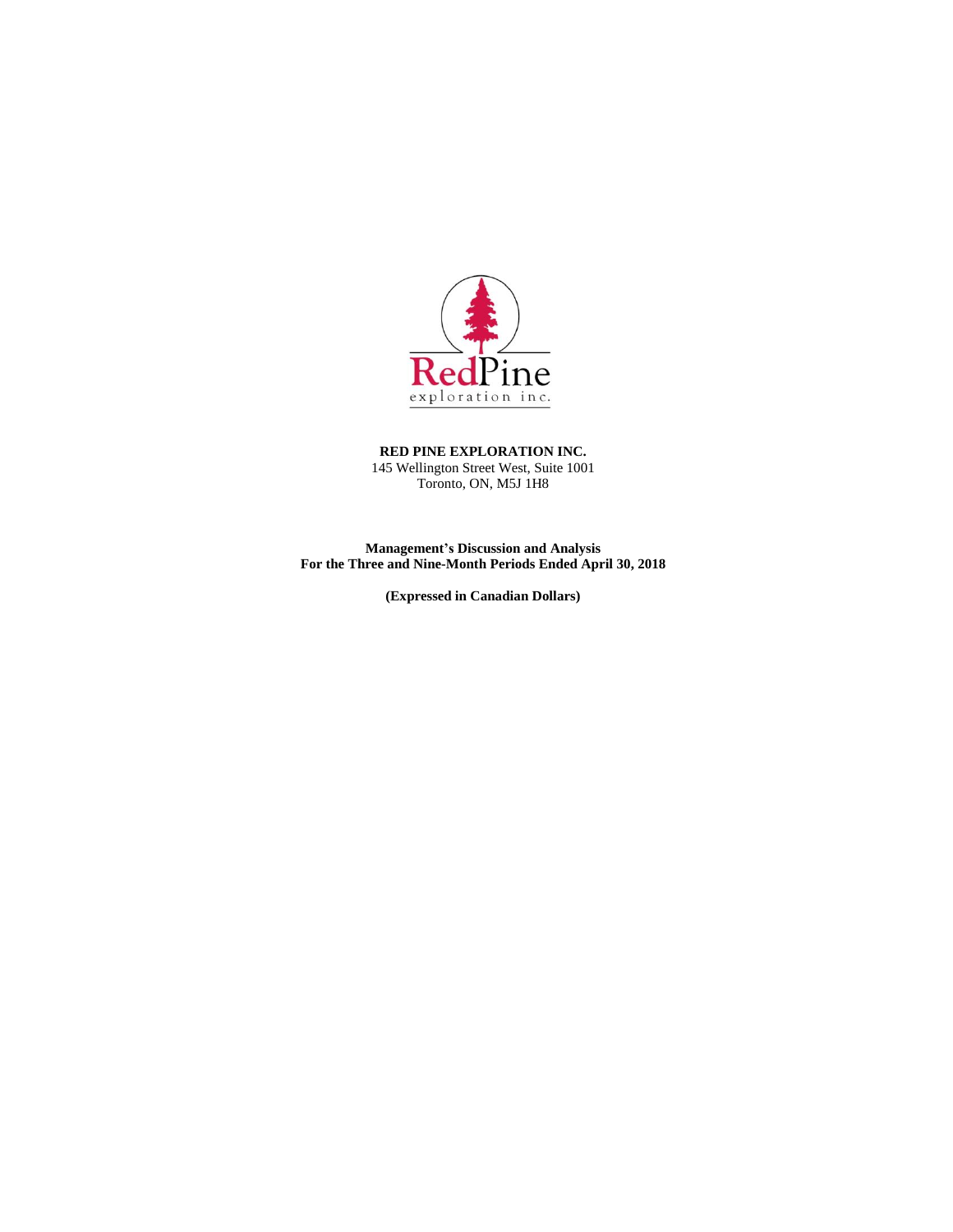**RED PINE EXPLORATION INC.**
145 Wellington Street West, Suite 1001
Toronto, ON, M5J 1H8

**Management's Discussion and Analysis**
**For the Three and Nine-Month Periods Ended April 30, 2018**

**(Expressed in Canadian Dollars)**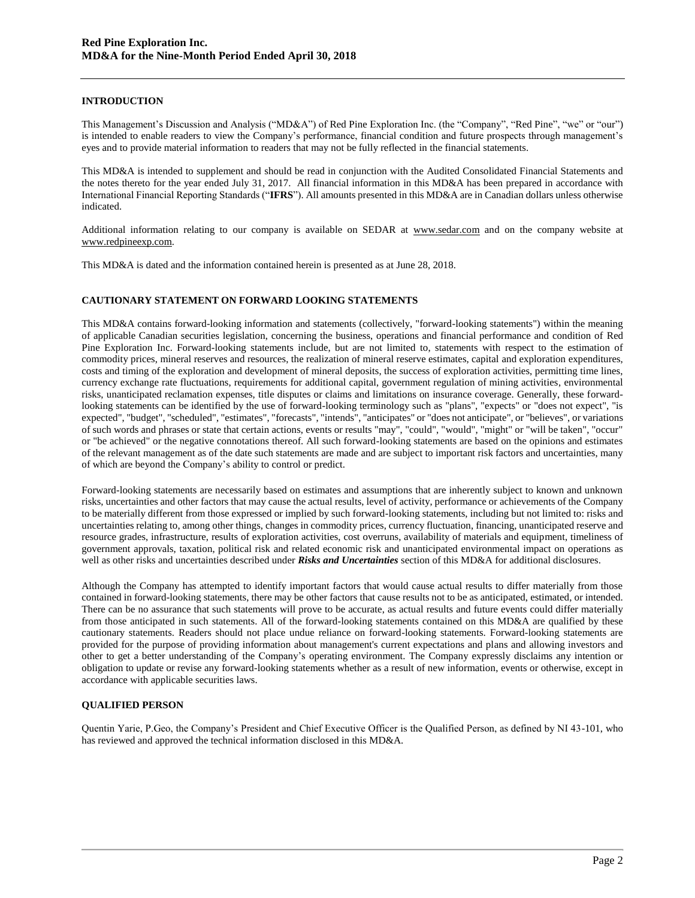## INTRODUCTION

This Management's Discussion and Analysis ("MD&A") of Red Pine Exploration Inc. (the "Company", "Red Pine", "we" or "our") is intended to enable readers to view the Company's performance, financial condition and future prospects through management's eyes and to provide material information to readers that may not be fully reflected in the financial statements.

This MD&A is intended to supplement and should be read in conjunction with the Audited Consolidated Financial Statements and the notes thereto for the year ended July 31, 2017. All financial information in this MD&A has been prepared in accordance with International Financial Reporting Standards ("**IFRS**"). All amounts presented in this MD&A are in Canadian dollars unless otherwise indicated.

Additional information relating to our company is available on SEDAR at www.sedar.com and on the company website at www.redpineexp.com.

This MD&A is dated and the information contained herein is presented as at June 28, 2018.

## CAUTIONARY STATEMENT ON FORWARD LOOKING STATEMENTS

This MD&A contains forward-looking information and statements (collectively, "forward-looking statements") within the meaning of applicable Canadian securities legislation, concerning the business, operations and financial performance and condition of Red Pine Exploration Inc. Forward-looking statements include, but are not limited to, statements with respect to the estimation of commodity prices, mineral reserves and resources, the realization of mineral reserve estimates, capital and exploration expenditures, costs and timing of the exploration and development of mineral deposits, the success of exploration activities, permitting time lines, currency exchange rate fluctuations, requirements for additional capital, government regulation of mining activities, environmental risks, unanticipated reclamation expenses, title disputes or claims and limitations on insurance coverage. Generally, these forward-looking statements can be identified by the use of forward-looking terminology such as "plans", "expects" or "does not expect", "is expected", "budget", "scheduled", "estimates", "forecasts", "intends", "anticipates" or "does not anticipate", or "believes", or variations of such words and phrases or state that certain actions, events or results "may", "could", "would", "might" or "will be taken", "occur" or "be achieved" or the negative connotations thereof. All such forward-looking statements are based on the opinions and estimates of the relevant management as of the date such statements are made and are subject to important risk factors and uncertainties, many of which are beyond the Company's ability to control or predict.

Forward-looking statements are necessarily based on estimates and assumptions that are inherently subject to known and unknown risks, uncertainties and other factors that may cause the actual results, level of activity, performance or achievements of the Company to be materially different from those expressed or implied by such forward-looking statements, including but not limited to: risks and uncertainties relating to, among other things, changes in commodity prices, currency fluctuation, financing, unanticipated reserve and resource grades, infrastructure, results of exploration activities, cost overruns, availability of materials and equipment, timeliness of government approvals, taxation, political risk and related economic risk and unanticipated environmental impact on operations as well as other risks and uncertainties described under ***Risks and Uncertainties*** section of this MD&A for additional disclosures.

Although the Company has attempted to identify important factors that would cause actual results to differ materially from those contained in forward-looking statements, there may be other factors that cause results not to be as anticipated, estimated, or intended. There can be no assurance that such statements will prove to be accurate, as actual results and future events could differ materially from those anticipated in such statements. All of the forward-looking statements contained on this MD&A are qualified by these cautionary statements. Readers should not place undue reliance on forward-looking statements. Forward-looking statements are provided for the purpose of providing information about management's current expectations and plans and allowing investors and other to get a better understanding of the Company's operating environment. The Company expressly disclaims any intention or obligation to update or revise any forward-looking statements whether as a result of new information, events or otherwise, except in accordance with applicable securities laws.

## QUALIFIED PERSON

Quentin Yarie, P.Geo, the Company's President and Chief Executive Officer is the Qualified Person, as defined by NI 43-101, who has reviewed and approved the technical information disclosed in this MD&A.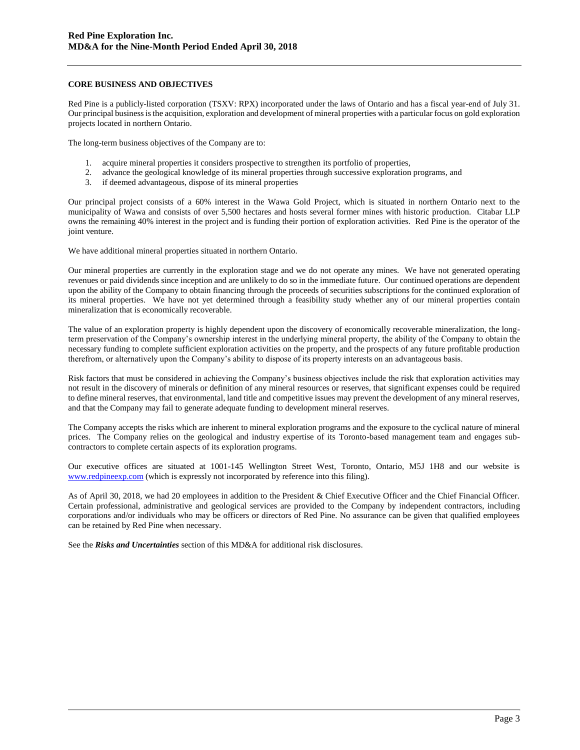## CORE BUSINESS AND OBJECTIVES

Red Pine is a publicly-listed corporation (TSXV: RPX) incorporated under the laws of Ontario and has a fiscal year-end of July 31. Our principal business is the acquisition, exploration and development of mineral properties with a particular focus on gold exploration projects located in northern Ontario.

The long-term business objectives of the Company are to:

1. acquire mineral properties it considers prospective to strengthen its portfolio of properties,
2. advance the geological knowledge of its mineral properties through successive exploration programs, and
3. if deemed advantageous, dispose of its mineral properties

Our principal project consists of a 60% interest in the Wawa Gold Project, which is situated in northern Ontario next to the municipality of Wawa and consists of over 5,500 hectares and hosts several former mines with historic production. Citabar LLP owns the remaining 40% interest in the project and is funding their portion of exploration activities. Red Pine is the operator of the joint venture.

We have additional mineral properties situated in northern Ontario.

Our mineral properties are currently in the exploration stage and we do not operate any mines. We have not generated operating revenues or paid dividends since inception and are unlikely to do so in the immediate future. Our continued operations are dependent upon the ability of the Company to obtain financing through the proceeds of securities subscriptions for the continued exploration of its mineral properties. We have not yet determined through a feasibility study whether any of our mineral properties contain mineralization that is economically recoverable.

The value of an exploration property is highly dependent upon the discovery of economically recoverable mineralization, the long-term preservation of the Company's ownership interest in the underlying mineral property, the ability of the Company to obtain the necessary funding to complete sufficient exploration activities on the property, and the prospects of any future profitable production therefrom, or alternatively upon the Company's ability to dispose of its property interests on an advantageous basis.

Risk factors that must be considered in achieving the Company's business objectives include the risk that exploration activities may not result in the discovery of minerals or definition of any mineral resources or reserves, that significant expenses could be required to define mineral reserves, that environmental, land title and competitive issues may prevent the development of any mineral reserves, and that the Company may fail to generate adequate funding to development mineral reserves.

The Company accepts the risks which are inherent to mineral exploration programs and the exposure to the cyclical nature of mineral prices. The Company relies on the geological and industry expertise of its Toronto-based management team and engages sub-contractors to complete certain aspects of its exploration programs.

Our executive offices are situated at 1001-145 Wellington Street West, Toronto, Ontario, M5J 1H8 and our website is [www.redpineexp.com](http://www.redpineexp.com) (which is expressly not incorporated by reference into this filing).

As of April 30, 2018, we had 20 employees in addition to the President & Chief Executive Officer and the Chief Financial Officer. Certain professional, administrative and geological services are provided to the Company by independent contractors, including corporations and/or individuals who may be officers or directors of Red Pine. No assurance can be given that qualified employees can be retained by Red Pine when necessary.

See the ***Risks and Uncertainties*** section of this MD&A for additional risk disclosures.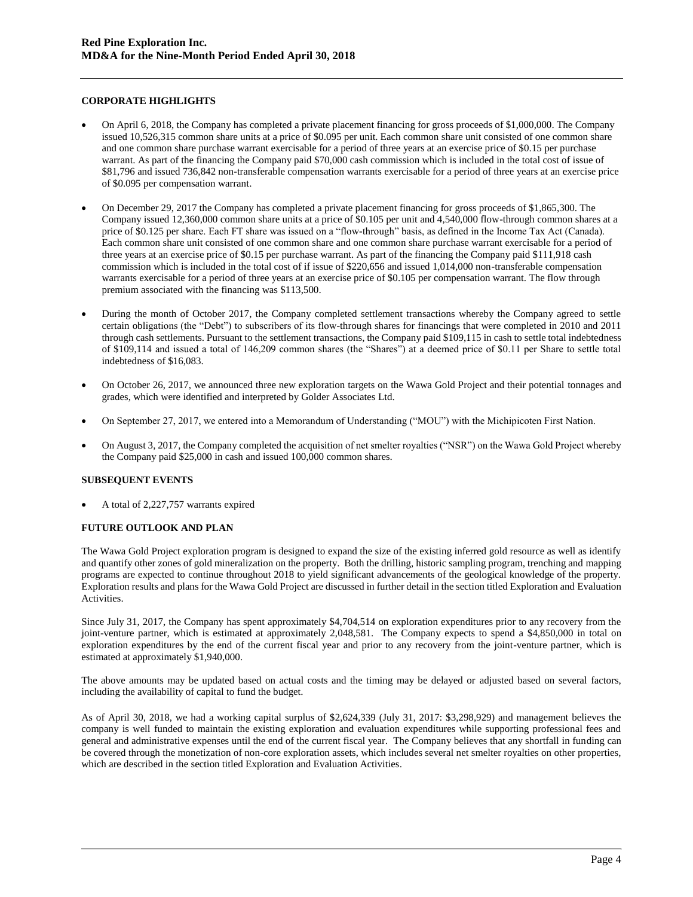## CORPORATE HIGHLIGHTS

- On April 6, 2018, the Company has completed a private placement financing for gross proceeds of $1,000,000. The Company issued 10,526,315 common share units at a price of $0.095 per unit. Each common share unit consisted of one common share and one common share purchase warrant exercisable for a period of three years at an exercise price of $0.15 per purchase warrant. As part of the financing the Company paid $70,000 cash commission which is included in the total cost of issue of $81,796 and issued 736,842 non-transferable compensation warrants exercisable for a period of three years at an exercise price of $0.095 per compensation warrant.

- On December 29, 2017 the Company has completed a private placement financing for gross proceeds of $1,865,300. The Company issued 12,360,000 common share units at a price of $0.105 per unit and 4,540,000 flow-through common shares at a price of $0.125 per share. Each FT share was issued on a "flow-through" basis, as defined in the Income Tax Act (Canada). Each common share unit consisted of one common share and one common share purchase warrant exercisable for a period of three years at an exercise price of $0.15 per purchase warrant. As part of the financing the Company paid $111,918 cash commission which is included in the total cost of if issue of $220,656 and issued 1,014,000 non-transferable compensation warrants exercisable for a period of three years at an exercise price of $0.105 per compensation warrant. The flow through premium associated with the financing was $113,500.

- During the month of October 2017, the Company completed settlement transactions whereby the Company agreed to settle certain obligations (the "Debt") to subscribers of its flow-through shares for financings that were completed in 2010 and 2011 through cash settlements. Pursuant to the settlement transactions, the Company paid $109,115 in cash to settle total indebtedness of $109,114 and issued a total of 146,209 common shares (the "Shares") at a deemed price of $0.11 per Share to settle total indebtedness of $16,083.

- On October 26, 2017, we announced three new exploration targets on the Wawa Gold Project and their potential tonnages and grades, which were identified and interpreted by Golder Associates Ltd.

- On September 27, 2017, we entered into a Memorandum of Understanding ("MOU") with the Michipicoten First Nation.

- On August 3, 2017, the Company completed the acquisition of net smelter royalties ("NSR") on the Wawa Gold Project whereby the Company paid $25,000 in cash and issued 100,000 common shares.

## SUBSEQUENT EVENTS

- A total of 2,227,757 warrants expired

## FUTURE OUTLOOK AND PLAN

The Wawa Gold Project exploration program is designed to expand the size of the existing inferred gold resource as well as identify and quantify other zones of gold mineralization on the property. Both the drilling, historic sampling program, trenching and mapping programs are expected to continue throughout 2018 to yield significant advancements of the geological knowledge of the property. Exploration results and plans for the Wawa Gold Project are discussed in further detail in the section titled Exploration and Evaluation Activities.

Since July 31, 2017, the Company has spent approximately $4,704,514 on exploration expenditures prior to any recovery from the joint-venture partner, which is estimated at approximately 2,048,581. The Company expects to spend a $4,850,000 in total on exploration expenditures by the end of the current fiscal year and prior to any recovery from the joint-venture partner, which is estimated at approximately $1,940,000.

The above amounts may be updated based on actual costs and the timing may be delayed or adjusted based on several factors, including the availability of capital to fund the budget.

As of April 30, 2018, we had a working capital surplus of $2,624,339 (July 31, 2017: $3,298,929) and management believes the company is well funded to maintain the existing exploration and evaluation expenditures while supporting professional fees and general and administrative expenses until the end of the current fiscal year. The Company believes that any shortfall in funding can be covered through the monetization of non-core exploration assets, which includes several net smelter royalties on other properties, which are described in the section titled Exploration and Evaluation Activities.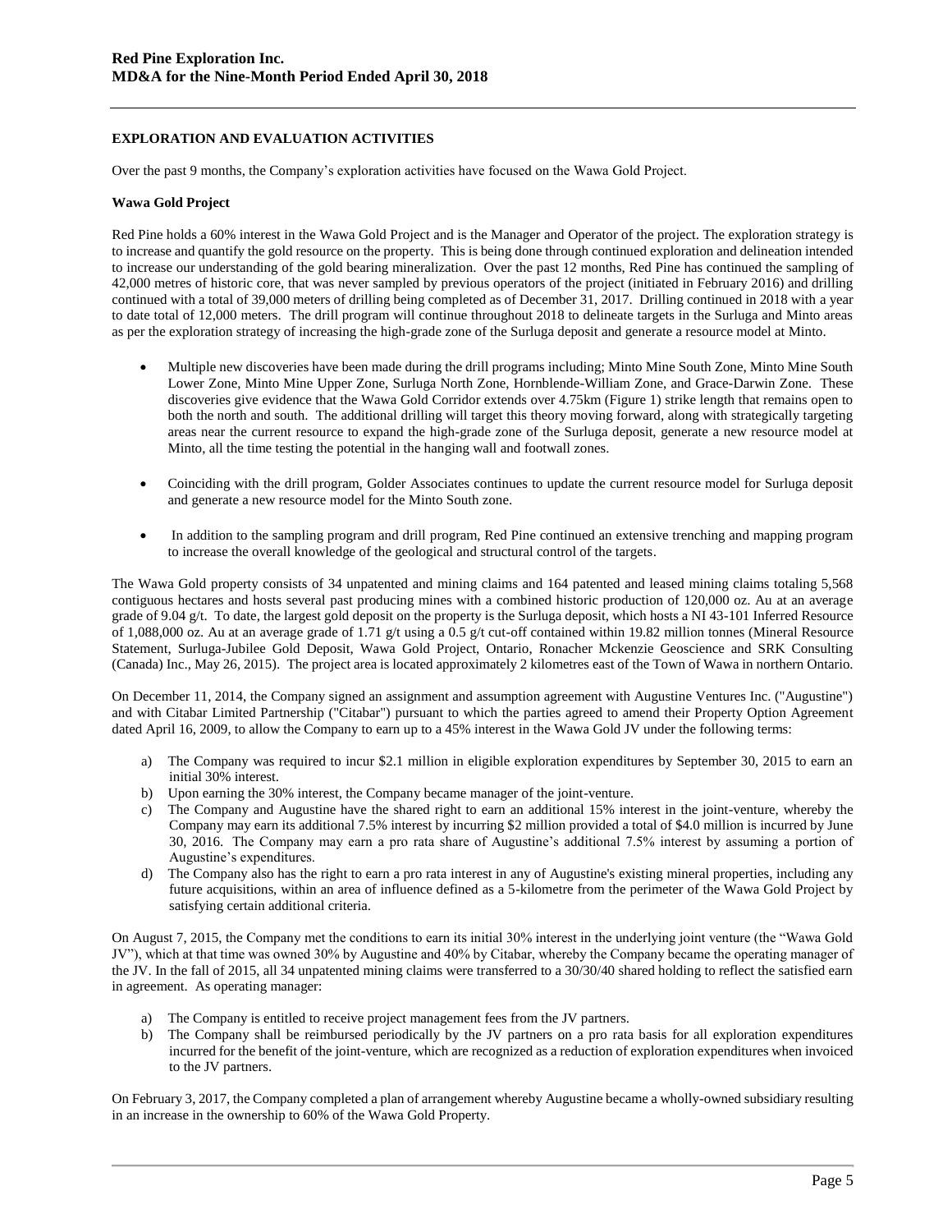## EXPLORATION AND EVALUATION ACTIVITIES

Over the past 9 months, the Company's exploration activities have focused on the Wawa Gold Project.

### Wawa Gold Project

Red Pine holds a 60% interest in the Wawa Gold Project and is the Manager and Operator of the project. The exploration strategy is to increase and quantify the gold resource on the property. This is being done through continued exploration and delineation intended to increase our understanding of the gold bearing mineralization. Over the past 12 months, Red Pine has continued the sampling of 42,000 metres of historic core, that was never sampled by previous operators of the project (initiated in February 2016) and drilling continued with a total of 39,000 meters of drilling being completed as of December 31, 2017. Drilling continued in 2018 with a year to date total of 12,000 meters. The drill program will continue throughout 2018 to delineate targets in the Surluga and Minto areas as per the exploration strategy of increasing the high-grade zone of the Surluga deposit and generate a resource model at Minto.

- Multiple new discoveries have been made during the drill programs including; Minto Mine South Zone, Minto Mine South Lower Zone, Minto Mine Upper Zone, Surluga North Zone, Hornblende-William Zone, and Grace-Darwin Zone. These discoveries give evidence that the Wawa Gold Corridor extends over 4.75km (Figure 1) strike length that remains open to both the north and south. The additional drilling will target this theory moving forward, along with strategically targeting areas near the current resource to expand the high-grade zone of the Surluga deposit, generate a new resource model at Minto, all the time testing the potential in the hanging wall and footwall zones.

- Coinciding with the drill program, Golder Associates continues to update the current resource model for Surluga deposit and generate a new resource model for the Minto South zone.

- In addition to the sampling program and drill program, Red Pine continued an extensive trenching and mapping program to increase the overall knowledge of the geological and structural control of the targets.

The Wawa Gold property consists of 34 unpatented and mining claims and 164 patented and leased mining claims totaling 5,568 contiguous hectares and hosts several past producing mines with a combined historic production of 120,000 oz. Au at an average grade of 9.04 g/t. To date, the largest gold deposit on the property is the Surluga deposit, which hosts a NI 43-101 Inferred Resource of 1,088,000 oz. Au at an average grade of 1.71 g/t using a 0.5 g/t cut-off contained within 19.82 million tonnes (Mineral Resource Statement, Surluga-Jubilee Gold Deposit, Wawa Gold Project, Ontario, Ronacher Mckenzie Geoscience and SRK Consulting (Canada) Inc., May 26, 2015). The project area is located approximately 2 kilometres east of the Town of Wawa in northern Ontario.

On December 11, 2014, the Company signed an assignment and assumption agreement with Augustine Ventures Inc. ("Augustine") and with Citabar Limited Partnership ("Citabar") pursuant to which the parties agreed to amend their Property Option Agreement dated April 16, 2009, to allow the Company to earn up to a 45% interest in the Wawa Gold JV under the following terms:

a) The Company was required to incur $2.1 million in eligible exploration expenditures by September 30, 2015 to earn an initial 30% interest.
b) Upon earning the 30% interest, the Company became manager of the joint-venture.
c) The Company and Augustine have the shared right to earn an additional 15% interest in the joint-venture, whereby the Company may earn its additional 7.5% interest by incurring $2 million provided a total of $4.0 million is incurred by June 30, 2016. The Company may earn a pro rata share of Augustine's additional 7.5% interest by assuming a portion of Augustine's expenditures.
d) The Company also has the right to earn a pro rata interest in any of Augustine's existing mineral properties, including any future acquisitions, within an area of influence defined as a 5-kilometre from the perimeter of the Wawa Gold Project by satisfying certain additional criteria.

On August 7, 2015, the Company met the conditions to earn its initial 30% interest in the underlying joint venture (the "Wawa Gold JV"), which at that time was owned 30% by Augustine and 40% by Citabar, whereby the Company became the operating manager of the JV. In the fall of 2015, all 34 unpatented mining claims were transferred to a 30/30/40 shared holding to reflect the satisfied earn in agreement. As operating manager:

a) The Company is entitled to receive project management fees from the JV partners.
b) The Company shall be reimbursed periodically by the JV partners on a pro rata basis for all exploration expenditures incurred for the benefit of the joint-venture, which are recognized as a reduction of exploration expenditures when invoiced to the JV partners.

On February 3, 2017, the Company completed a plan of arrangement whereby Augustine became a wholly-owned subsidiary resulting in an increase in the ownership to 60% of the Wawa Gold Property.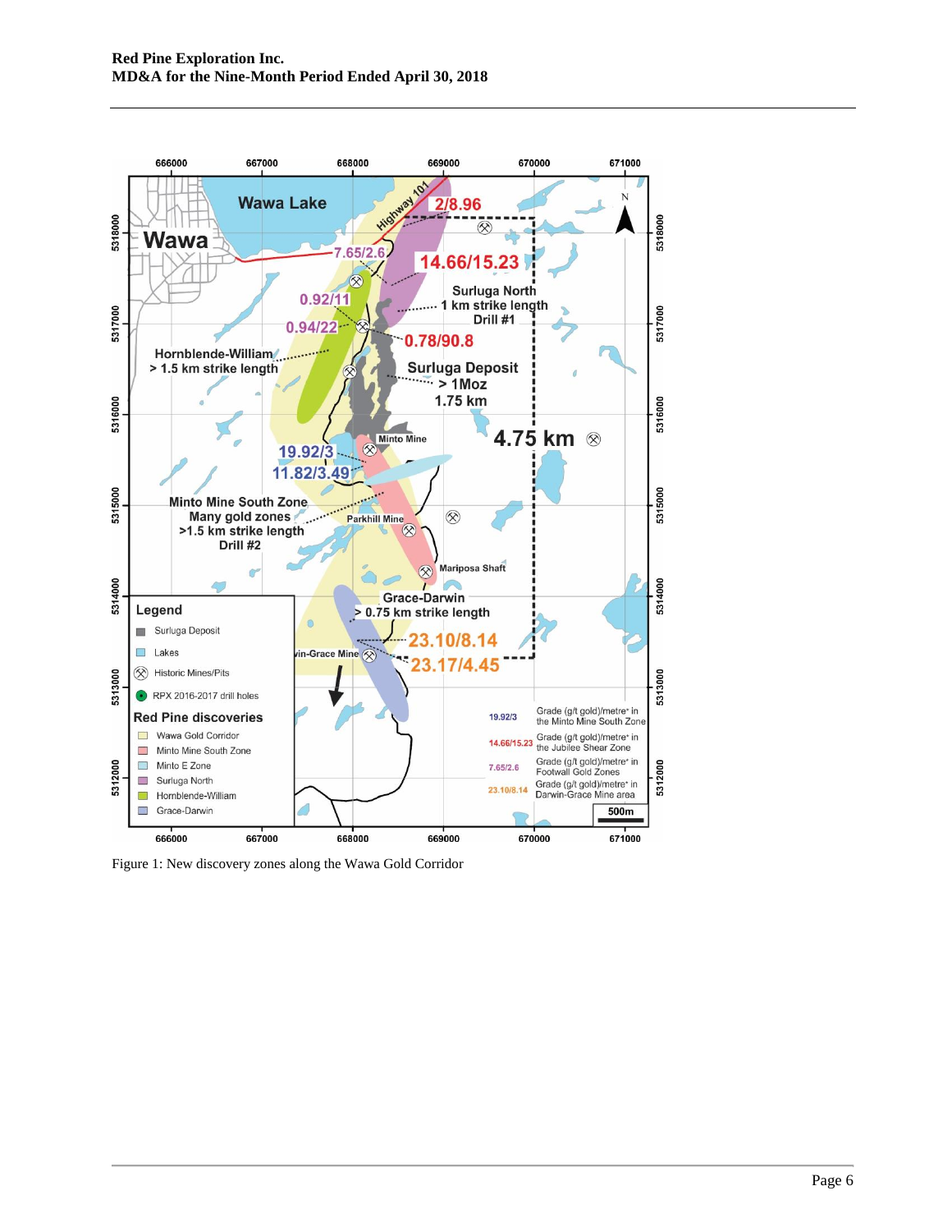Figure 1: New discovery zones along the Wawa Gold Corridor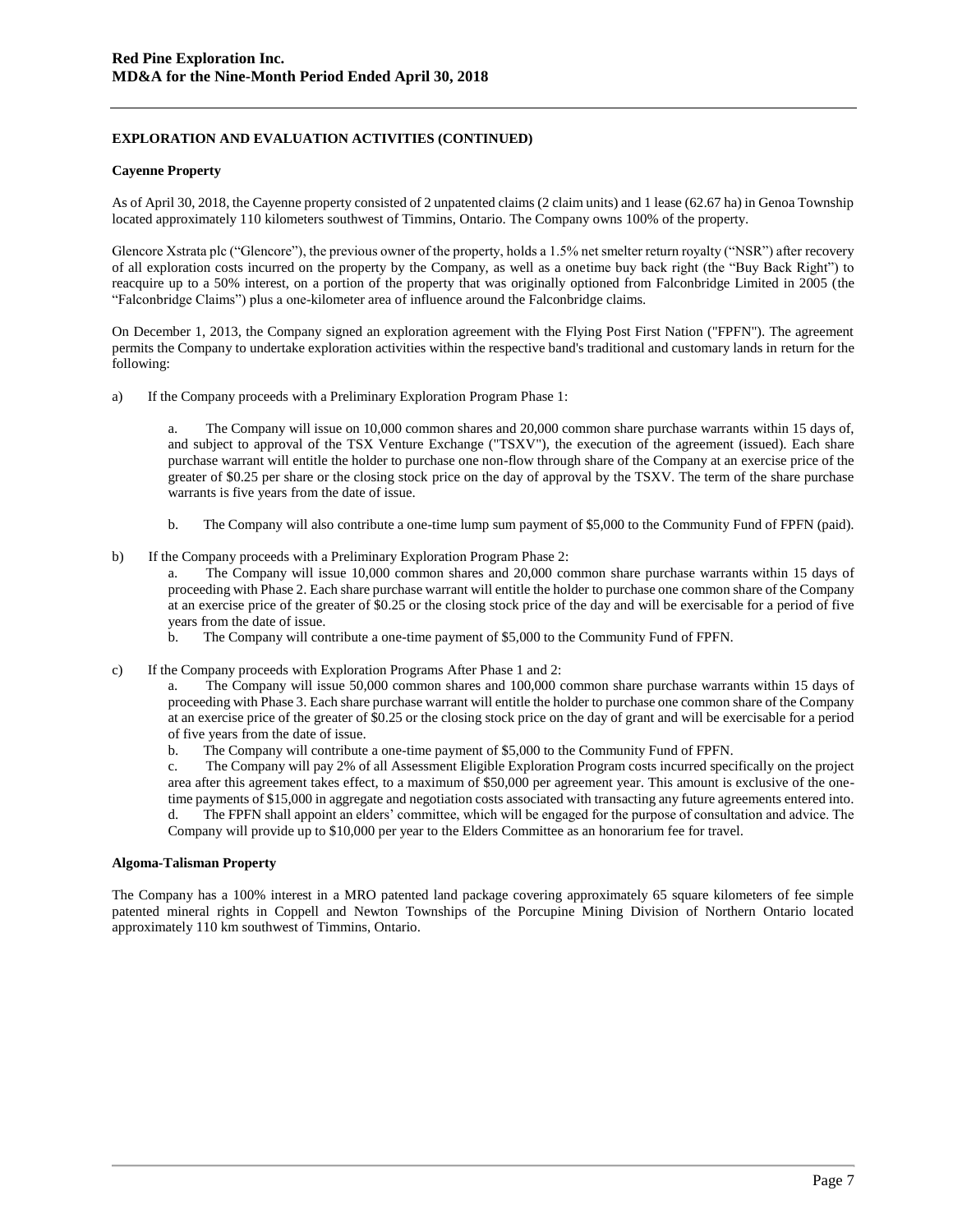**EXPLORATION AND EVALUATION ACTIVITIES (CONTINUED)**

**Cayenne Property**

As of April 30, 2018, the Cayenne property consisted of 2 unpatented claims (2 claim units) and 1 lease (62.67 ha) in Genoa Township located approximately 110 kilometers southwest of Timmins, Ontario. The Company owns 100% of the property.

Glencore Xstrata plc ("Glencore"), the previous owner of the property, holds a 1.5% net smelter return royalty ("NSR") after recovery of all exploration costs incurred on the property by the Company, as well as a onetime buy back right (the "Buy Back Right") to reacquire up to a 50% interest, on a portion of the property that was originally optioned from Falconbridge Limited in 2005 (the "Falconbridge Claims") plus a one-kilometer area of influence around the Falconbridge claims.

On December 1, 2013, the Company signed an exploration agreement with the Flying Post First Nation ("FPFN"). The agreement permits the Company to undertake exploration activities within the respective band's traditional and customary lands in return for the following:

a) If the Company proceeds with a Preliminary Exploration Program Phase 1:

 a. The Company will issue on 10,000 common shares and 20,000 common share purchase warrants within 15 days of, and subject to approval of the TSX Venture Exchange ("TSXV"), the execution of the agreement (issued). Each share purchase warrant will entitle the holder to purchase one non-flow through share of the Company at an exercise price of the greater of $0.25 per share or the closing stock price on the day of approval by the TSXV. The term of the share purchase warrants is five years from the date of issue.

 b. The Company will also contribute a one-time lump sum payment of $5,000 to the Community Fund of FPFN (paid).

b) If the Company proceeds with a Preliminary Exploration Program Phase 2:

 a. The Company will issue 10,000 common shares and 20,000 common share purchase warrants within 15 days of proceeding with Phase 2. Each share purchase warrant will entitle the holder to purchase one common share of the Company at an exercise price of the greater of $0.25 or the closing stock price of the day and will be exercisable for a period of five years from the date of issue.

 b. The Company will contribute a one-time payment of $5,000 to the Community Fund of FPFN.

c) If the Company proceeds with Exploration Programs After Phase 1 and 2:

 a. The Company will issue 50,000 common shares and 100,000 common share purchase warrants within 15 days of proceeding with Phase 3. Each share purchase warrant will entitle the holder to purchase one common share of the Company at an exercise price of the greater of $0.25 or the closing stock price on the day of grant and will be exercisable for a period of five years from the date of issue.

 b. The Company will contribute a one-time payment of $5,000 to the Community Fund of FPFN.

 c. The Company will pay 2% of all Assessment Eligible Exploration Program costs incurred specifically on the project area after this agreement takes effect, to a maximum of $50,000 per agreement year. This amount is exclusive of the one-time payments of $15,000 in aggregate and negotiation costs associated with transacting any future agreements entered into.

 d. The FPFN shall appoint an elders' committee, which will be engaged for the purpose of consultation and advice. The Company will provide up to $10,000 per year to the Elders Committee as an honorarium fee for travel.

**Algoma-Talisman Property**

The Company has a 100% interest in a MRO patented land package covering approximately 65 square kilometers of fee simple patented mineral rights in Coppell and Newton Townships of the Porcupine Mining Division of Northern Ontario located approximately 110 km southwest of Timmins, Ontario.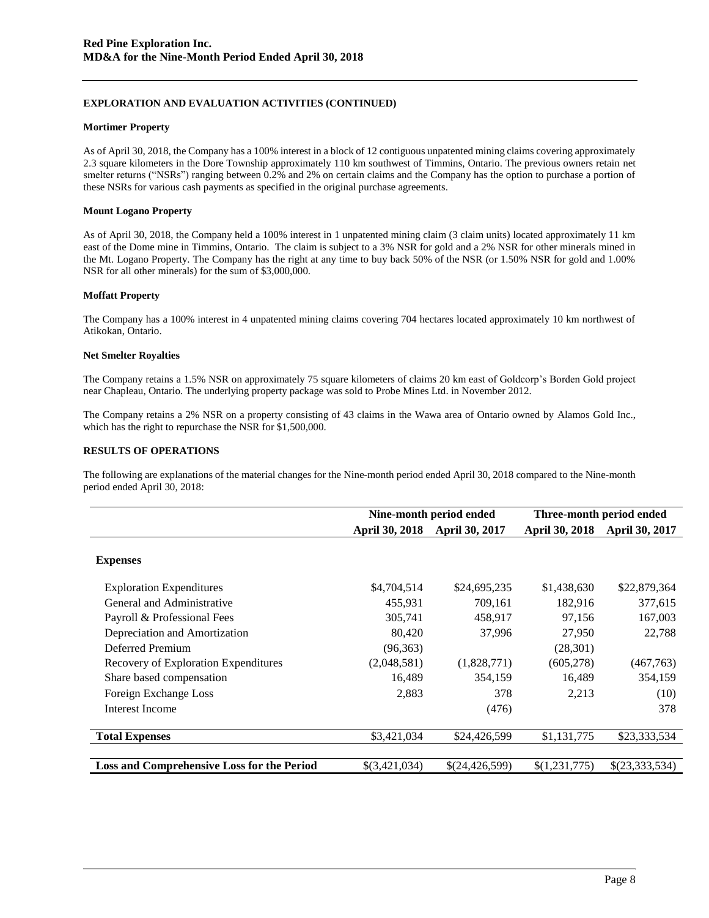**EXPLORATION AND EVALUATION ACTIVITIES (CONTINUED)**

**Mortimer Property**

As of April 30, 2018, the Company has a 100% interest in a block of 12 contiguous unpatented mining claims covering approximately 2.3 square kilometers in the Dore Township approximately 110 km southwest of Timmins, Ontario. The previous owners retain net smelter returns ("NSRs") ranging between 0.2% and 2% on certain claims and the Company has the option to purchase a portion of these NSRs for various cash payments as specified in the original purchase agreements.

**Mount Logano Property**

As of April 30, 2018, the Company held a 100% interest in 1 unpatented mining claim (3 claim units) located approximately 11 km east of the Dome mine in Timmins, Ontario. The claim is subject to a 3% NSR for gold and a 2% NSR for other minerals mined in the Mt. Logano Property. The Company has the right at any time to buy back 50% of the NSR (or 1.50% NSR for gold and 1.00% NSR for all other minerals) for the sum of $3,000,000.

**Moffatt Property**

The Company has a 100% interest in 4 unpatented mining claims covering 704 hectares located approximately 10 km northwest of Atikokan, Ontario.

**Net Smelter Royalties**

The Company retains a 1.5% NSR on approximately 75 square kilometers of claims 20 km east of Goldcorp's Borden Gold project near Chapleau, Ontario. The underlying property package was sold to Probe Mines Ltd. in November 2012.

The Company retains a 2% NSR on a property consisting of 43 claims in the Wawa area of Ontario owned by Alamos Gold Inc., which has the right to repurchase the NSR for $1,500,000.

**RESULTS OF OPERATIONS**

The following are explanations of the material changes for the Nine-month period ended April 30, 2018 compared to the Nine-month period ended April 30, 2018:

| | Nine-month period ended | | Three-month period ended | |
|---|---|---|---|---|
| | **April 30, 2018** | **April 30, 2017** | **April 30, 2018** | **April 30, 2017** |
| **Expenses** | | | | |
| Exploration Expenditures | $4,704,514 | $24,695,235 | $1,438,630 | $22,879,364 |
| General and Administrative | 455,931 | 709,161 | 182,916 | 377,615 |
| Payroll & Professional Fees | 305,741 | 458,917 | 97,156 | 167,003 |
| Depreciation and Amortization | 80,420 | 37,996 | 27,950 | 22,788 |
| Deferred Premium | (96,363) | | (28,301) | |
| Recovery of Exploration Expenditures | (2,048,581) | (1,828,771) | (605,278) | (467,763) |
| Share based compensation | 16,489 | 354,159 | 16,489 | 354,159 |
| Foreign Exchange Loss | 2,883 | 378 | 2,213 | (10) |
| Interest Income | | (476) | | 378 |
| **Total Expenses** | $3,421,034 | $24,426,599 | $1,131,775 | $23,333,534 |
| **Loss and Comprehensive Loss for the Period** | $(3,421,034) | $(24,426,599) | $(1,231,775) | $(23,333,534) |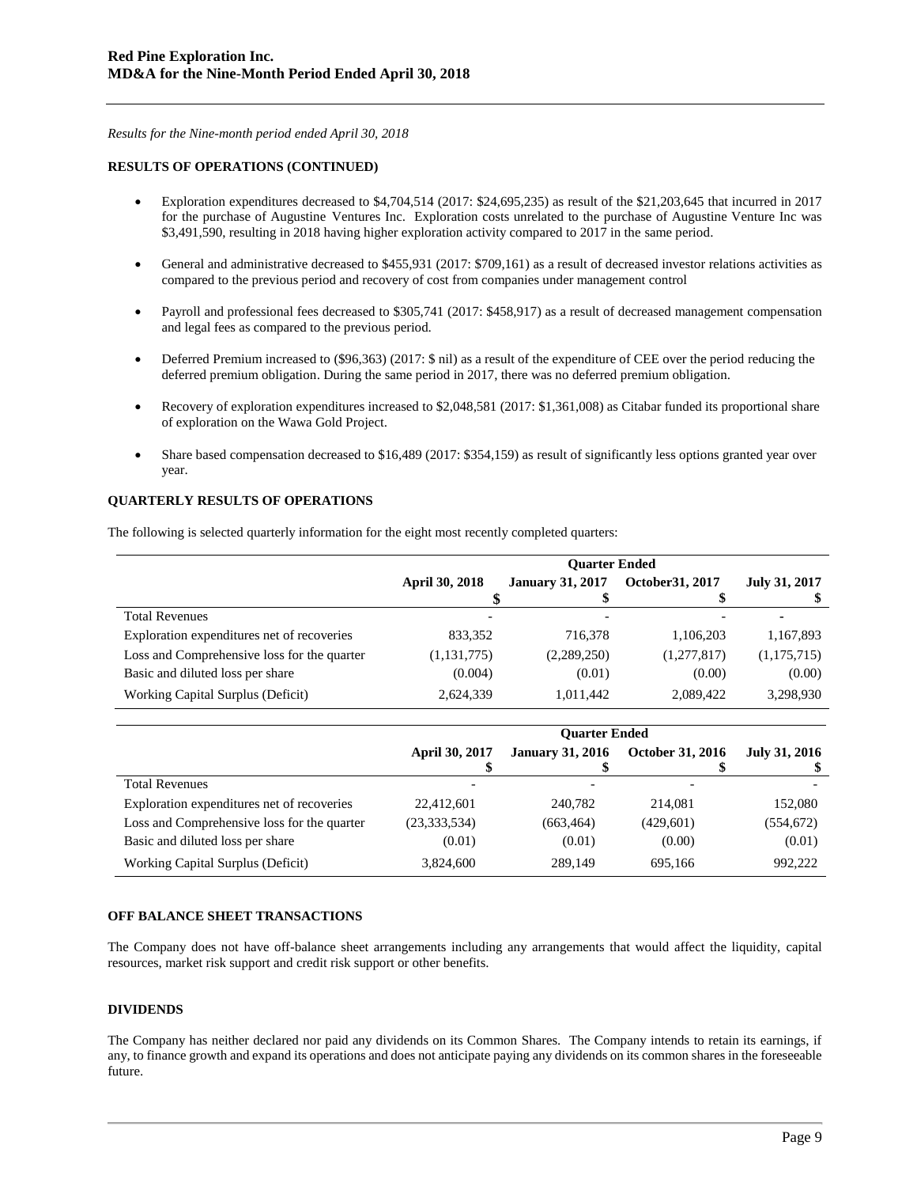*Results for the Nine-month period ended April 30, 2018*

**RESULTS OF OPERATIONS (CONTINUED)**

- Exploration expenditures decreased to $4,704,514 (2017: $24,695,235) as result of the $21,203,645 that incurred in 2017 for the purchase of Augustine Ventures Inc. Exploration costs unrelated to the purchase of Augustine Venture Inc was $3,491,590, resulting in 2018 having higher exploration activity compared to 2017 in the same period.
- General and administrative decreased to $455,931 (2017: $709,161) as a result of decreased investor relations activities as compared to the previous period and recovery of cost from companies under management control
- Payroll and professional fees decreased to $305,741 (2017: $458,917) as a result of decreased management compensation and legal fees as compared to the previous period.
- Deferred Premium increased to ($96,363) (2017: $ nil) as a result of the expenditure of CEE over the period reducing the deferred premium obligation. During the same period in 2017, there was no deferred premium obligation.
- Recovery of exploration expenditures increased to $2,048,581 (2017: $1,361,008) as Citabar funded its proportional share of exploration on the Wawa Gold Project.
- Share based compensation decreased to $16,489 (2017: $354,159) as result of significantly less options granted year over year.

**QUARTERLY RESULTS OF OPERATIONS**

The following is selected quarterly information for the eight most recently completed quarters:

| | Quarter Ended | | | |
|---|---|---|---|---|
| | April 30, 2018<br>$ | January 31, 2017<br>$ | October31, 2017<br>$ | July 31, 2017<br>$ |
| Total Revenues | - | - | - | - |
| Exploration expenditures net of recoveries | 833,352 | 716,378 | 1,106,203 | 1,167,893 |
| Loss and Comprehensive loss for the quarter | (1,131,775) | (2,289,250) | (1,277,817) | (1,175,715) |
| Basic and diluted loss per share | (0.004) | (0.01) | (0.00) | (0.00) |
| Working Capital Surplus (Deficit) | 2,624,339 | 1,011,442 | 2,089,422 | 3,298,930 |

| | Quarter Ended | | | |
|---|---|---|---|---|
| | April 30, 2017<br>$ | January 31, 2016<br>$ | October 31, 2016<br>$ | July 31, 2016<br>$ |
| Total Revenues | - | - | - | - |
| Exploration expenditures net of recoveries | 22,412,601 | 240,782 | 214,081 | 152,080 |
| Loss and Comprehensive loss for the quarter | (23,333,534) | (663,464) | (429,601) | (554,672) |
| Basic and diluted loss per share | (0.01) | (0.01) | (0.00) | (0.01) |
| Working Capital Surplus (Deficit) | 3,824,600 | 289,149 | 695,166 | 992,222 |

**OFF BALANCE SHEET TRANSACTIONS**

The Company does not have off-balance sheet arrangements including any arrangements that would affect the liquidity, capital resources, market risk support and credit risk support or other benefits.

**DIVIDENDS**

The Company has neither declared nor paid any dividends on its Common Shares. The Company intends to retain its earnings, if any, to finance growth and expand its operations and does not anticipate paying any dividends on its common shares in the foreseeable future.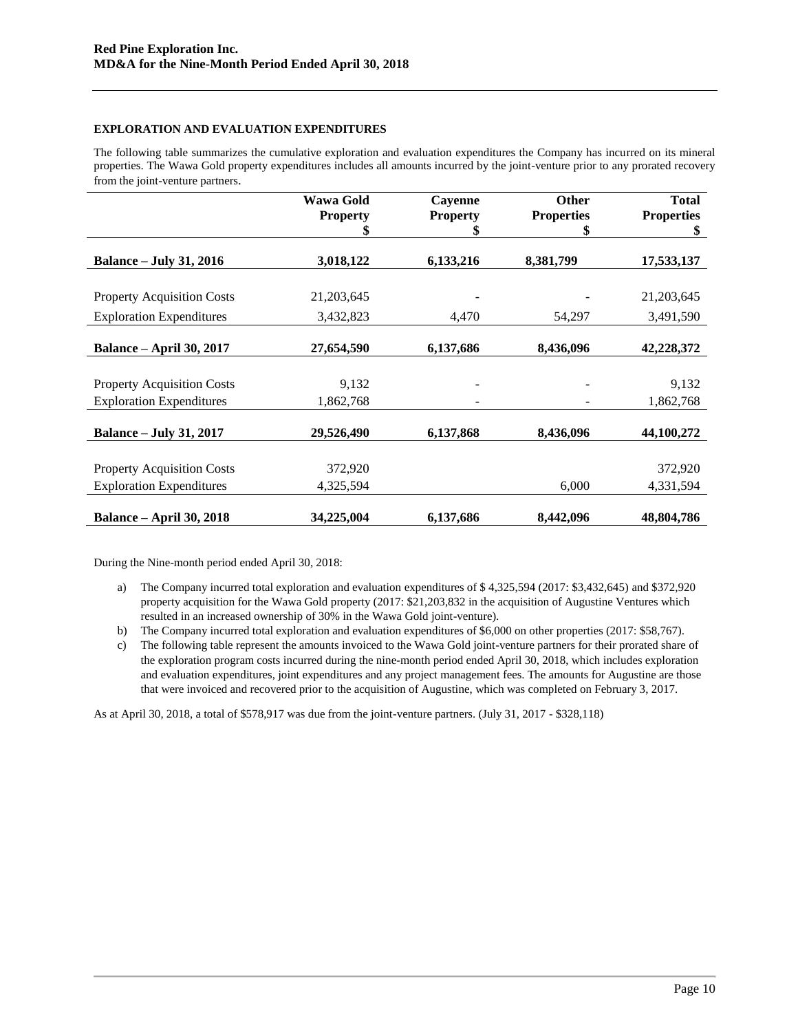**EXPLORATION AND EVALUATION EXPENDITURES**

The following table summarizes the cumulative exploration and evaluation expenditures the Company has incurred on its mineral properties. The Wawa Gold property expenditures includes all amounts incurred by the joint-venture prior to any prorated recovery from the joint-venture partners.

| | Wawa Gold Property $ | Cayenne Property $ | Other Properties $ | Total Properties $ |
|---|---|---|---|---|
| **Balance – July 31, 2016** | **3,018,122** | **6,133,216** | **8,381,799** | **17,533,137** |
| Property Acquisition Costs | 21,203,645 | - | - | 21,203,645 |
| Exploration Expenditures | 3,432,823 | 4,470 | 54,297 | 3,491,590 |
| **Balance – April 30, 2017** | **27,654,590** | **6,137,686** | **8,436,096** | **42,228,372** |
| Property Acquisition Costs | 9,132 | - | - | 9,132 |
| Exploration Expenditures | 1,862,768 | - | - | 1,862,768 |
| **Balance – July 31, 2017** | **29,526,490** | **6,137,868** | **8,436,096** | **44,100,272** |
| Property Acquisition Costs | 372,920 | | | 372,920 |
| Exploration Expenditures | 4,325,594 | | 6,000 | 4,331,594 |
| **Balance – April 30, 2018** | **34,225,004** | **6,137,686** | **8,442,096** | **48,804,786** |

During the Nine-month period ended April 30, 2018:

a) The Company incurred total exploration and evaluation expenditures of $ 4,325,594 (2017: $3,432,645) and $372,920 property acquisition for the Wawa Gold property (2017: $21,203,832 in the acquisition of Augustine Ventures which resulted in an increased ownership of 30% in the Wawa Gold joint-venture).

b) The Company incurred total exploration and evaluation expenditures of $6,000 on other properties (2017: $58,767).

c) The following table represent the amounts invoiced to the Wawa Gold joint-venture partners for their prorated share of the exploration program costs incurred during the nine-month period ended April 30, 2018, which includes exploration and evaluation expenditures, joint expenditures and any project management fees. The amounts for Augustine are those that were invoiced and recovered prior to the acquisition of Augustine, which was completed on February 3, 2017.

As at April 30, 2018, a total of $578,917 was due from the joint-venture partners. (July 31, 2017 - $328,118)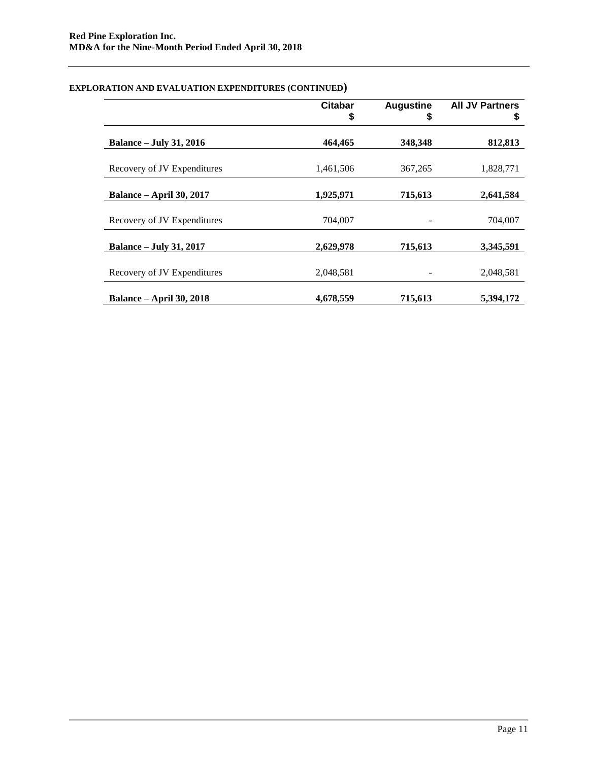## EXPLORATION AND EVALUATION EXPENDITURES (CONTINUED)

| | Citabar<br>$ | Augustine<br>$ | All JV Partners<br>$ |
|---|---|---|---|
| **Balance – July 31, 2016** | **464,465** | **348,348** | **812,813** |
| Recovery of JV Expenditures | 1,461,506 | 367,265 | 1,828,771 |
| **Balance – April 30, 2017** | **1,925,971** | **715,613** | **2,641,584** |
| Recovery of JV Expenditures | 704,007 | - | 704,007 |
| **Balance – July 31, 2017** | **2,629,978** | **715,613** | **3,345,591** |
| Recovery of JV Expenditures | 2,048,581 | - | 2,048,581 |
| **Balance – April 30, 2018** | **4,678,559** | **715,613** | **5,394,172** |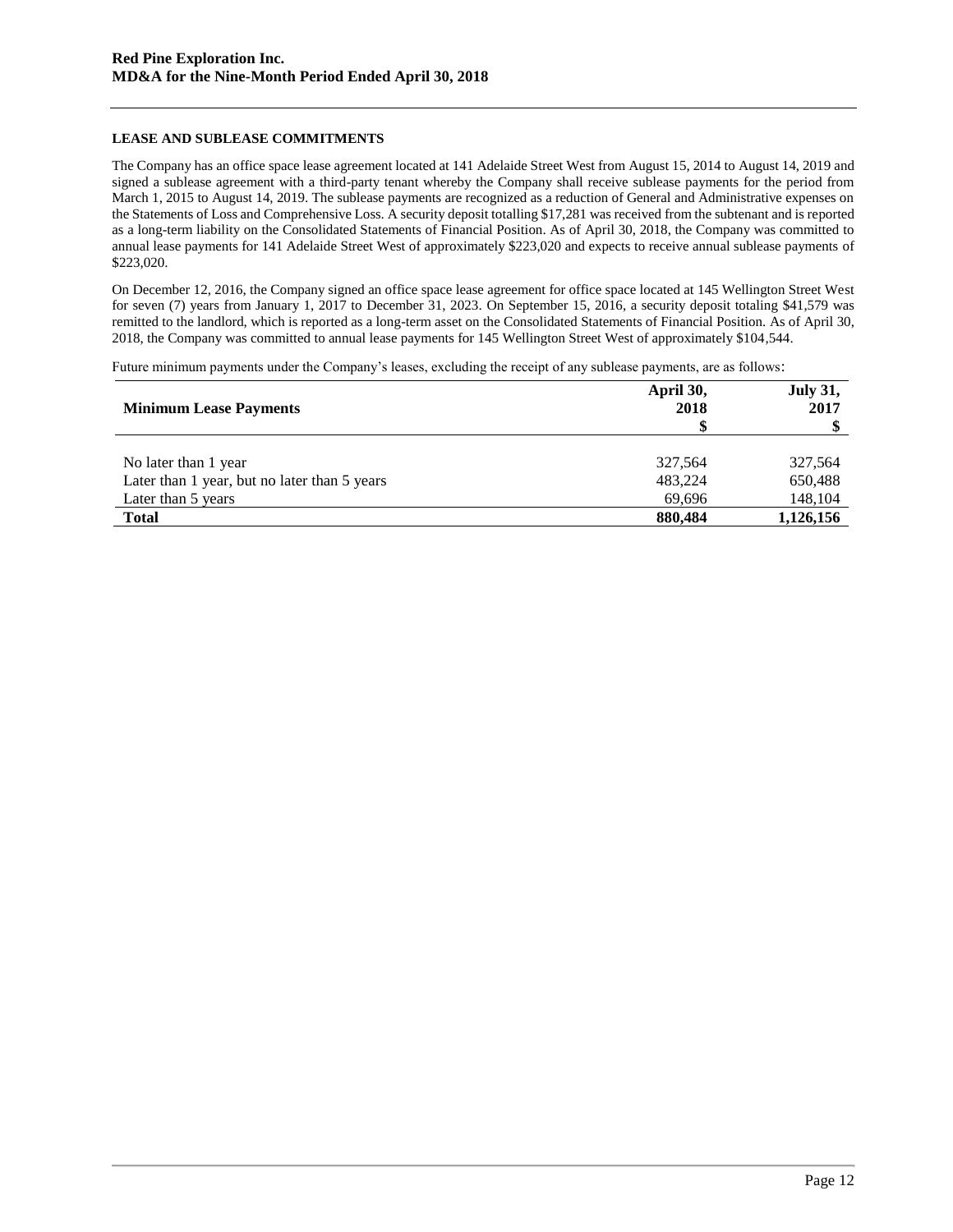## LEASE AND SUBLEASE COMMITMENTS

The Company has an office space lease agreement located at 141 Adelaide Street West from August 15, 2014 to August 14, 2019 and signed a sublease agreement with a third-party tenant whereby the Company shall receive sublease payments for the period from March 1, 2015 to August 14, 2019. The sublease payments are recognized as a reduction of General and Administrative expenses on the Statements of Loss and Comprehensive Loss. A security deposit totalling $17,281 was received from the subtenant and is reported as a long-term liability on the Consolidated Statements of Financial Position. As of April 30, 2018, the Company was committed to annual lease payments for 141 Adelaide Street West of approximately $223,020 and expects to receive annual sublease payments of $223,020.

On December 12, 2016, the Company signed an office space lease agreement for office space located at 145 Wellington Street West for seven (7) years from January 1, 2017 to December 31, 2023. On September 15, 2016, a security deposit totaling $41,579 was remitted to the landlord, which is reported as a long-term asset on the Consolidated Statements of Financial Position. As of April 30, 2018, the Company was committed to annual lease payments for 145 Wellington Street West of approximately $104,544.

Future minimum payments under the Company's leases, excluding the receipt of any sublease payments, are as follows:

| Minimum Lease Payments | April 30, 2018 $ | July 31, 2017 $ |
|---|---|---|
| No later than 1 year | 327,564 | 327,564 |
| Later than 1 year, but no later than 5 years | 483,224 | 650,488 |
| Later than 5 years | 69,696 | 148,104 |
| **Total** | **880,484** | **1,126,156** |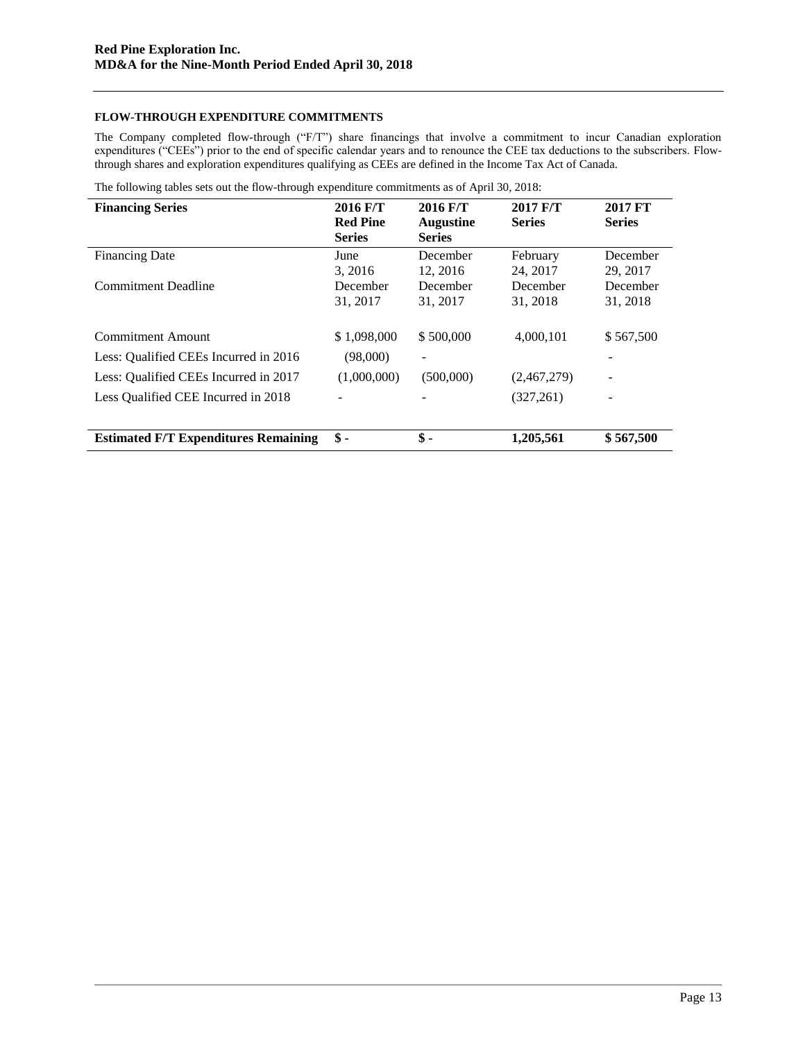**FLOW-THROUGH EXPENDITURE COMMITMENTS**

The Company completed flow-through ("F/T") share financings that involve a commitment to incur Canadian exploration expenditures ("CEEs") prior to the end of specific calendar years and to renounce the CEE tax deductions to the subscribers. Flow-through shares and exploration expenditures qualifying as CEEs are defined in the Income Tax Act of Canada.

The following tables sets out the flow-through expenditure commitments as of April 30, 2018:

| **Financing Series** | **2016 F/T Red Pine Series** | **2016 F/T Augustine Series** | **2017 F/T Series** | **2017 FT Series** |
|---|---|---|---|---|
| Financing Date | June 3, 2016 | December 12, 2016 | February 24, 2017 | December 29, 2017 |
| Commitment Deadline | December 31, 2017 | December 31, 2017 | December 31, 2018 | December 31, 2018 |
| Commitment Amount | $ 1,098,000 | $ 500,000 | 4,000,101 | $ 567,500 |
| Less: Qualified CEEs Incurred in 2016 | (98,000) | - | | - |
| Less: Qualified CEEs Incurred in 2017 | (1,000,000) | (500,000) | (2,467,279) | - |
| Less Qualified CEE Incurred in 2018 | - | - | (327,261) | - |
| **Estimated F/T Expenditures Remaining** | **$ -** | **$ -** | **1,205,561** | **$ 567,500** |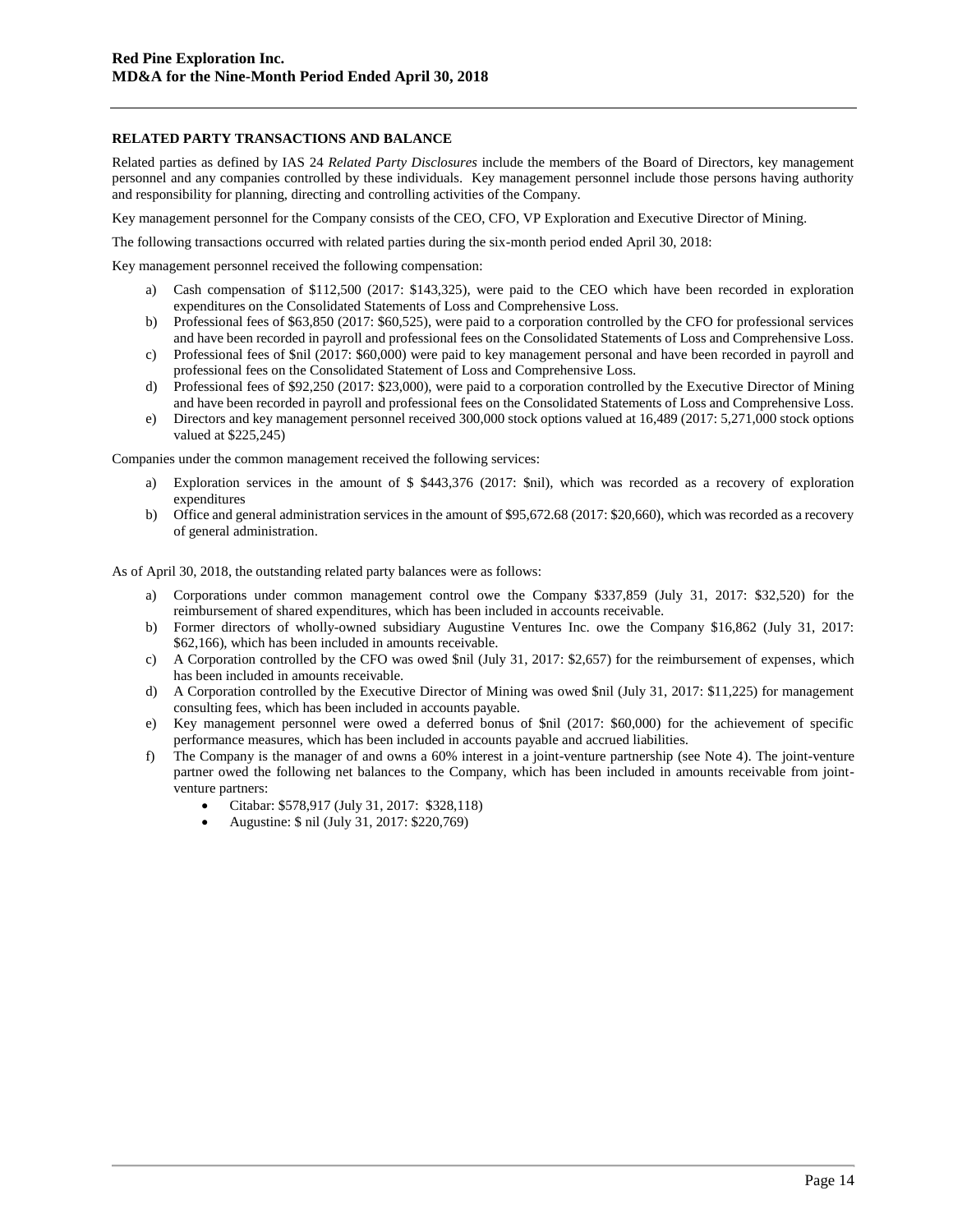**RELATED PARTY TRANSACTIONS AND BALANCE**

Related parties as defined by IAS 24 *Related Party Disclosures* include the members of the Board of Directors, key management personnel and any companies controlled by these individuals. Key management personnel include those persons having authority and responsibility for planning, directing and controlling activities of the Company.

Key management personnel for the Company consists of the CEO, CFO, VP Exploration and Executive Director of Mining.

The following transactions occurred with related parties during the six-month period ended April 30, 2018:

Key management personnel received the following compensation:

a) Cash compensation of $112,500 (2017: $143,325), were paid to the CEO which have been recorded in exploration expenditures on the Consolidated Statements of Loss and Comprehensive Loss.
b) Professional fees of $63,850 (2017: $60,525), were paid to a corporation controlled by the CFO for professional services and have been recorded in payroll and professional fees on the Consolidated Statements of Loss and Comprehensive Loss.
c) Professional fees of $nil (2017: $60,000) were paid to key management personal and have been recorded in payroll and professional fees on the Consolidated Statement of Loss and Comprehensive Loss.
d) Professional fees of $92,250 (2017: $23,000), were paid to a corporation controlled by the Executive Director of Mining and have been recorded in payroll and professional fees on the Consolidated Statements of Loss and Comprehensive Loss.
e) Directors and key management personnel received 300,000 stock options valued at 16,489 (2017: 5,271,000 stock options valued at $225,245)

Companies under the common management received the following services:

a) Exploration services in the amount of $ $443,376 (2017: $nil), which was recorded as a recovery of exploration expenditures
b) Office and general administration services in the amount of $95,672.68 (2017: $20,660), which was recorded as a recovery of general administration.

As of April 30, 2018, the outstanding related party balances were as follows:

a) Corporations under common management control owe the Company $337,859 (July 31, 2017: $32,520) for the reimbursement of shared expenditures, which has been included in accounts receivable.
b) Former directors of wholly-owned subsidiary Augustine Ventures Inc. owe the Company $16,862 (July 31, 2017: $62,166), which has been included in amounts receivable.
c) A Corporation controlled by the CFO was owed $nil (July 31, 2017: $2,657) for the reimbursement of expenses, which has been included in amounts receivable.
d) A Corporation controlled by the Executive Director of Mining was owed $nil (July 31, 2017: $11,225) for management consulting fees, which has been included in accounts payable.
e) Key management personnel were owed a deferred bonus of $nil (2017: $60,000) for the achievement of specific performance measures, which has been included in accounts payable and accrued liabilities.
f) The Company is the manager of and owns a 60% interest in a joint-venture partnership (see Note 4). The joint-venture partner owed the following net balances to the Company, which has been included in amounts receivable from joint-venture partners:
    - Citabar: $578,917 (July 31, 2017: $328,118)
    - Augustine: $ nil (July 31, 2017: $220,769)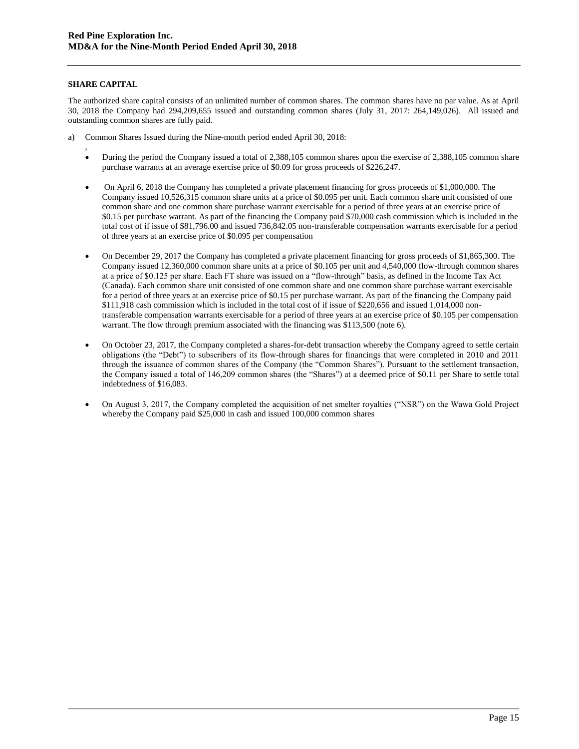## SHARE CAPITAL

The authorized share capital consists of an unlimited number of common shares. The common shares have no par value. As at April 30, 2018 the Company had 294,209,655 issued and outstanding common shares (July 31, 2017: 264,149,026). All issued and outstanding common shares are fully paid.

a) Common Shares Issued during the Nine-month period ended April 30, 2018:

,

- During the period the Company issued a total of 2,388,105 common shares upon the exercise of 2,388,105 common share purchase warrants at an average exercise price of $0.09 for gross proceeds of $226,247.
- On April 6, 2018 the Company has completed a private placement financing for gross proceeds of $1,000,000. The Company issued 10,526,315 common share units at a price of $0.095 per unit. Each common share unit consisted of one common share and one common share purchase warrant exercisable for a period of three years at an exercise price of $0.15 per purchase warrant. As part of the financing the Company paid $70,000 cash commission which is included in the total cost of if issue of $81,796.00 and issued 736,842.05 non-transferable compensation warrants exercisable for a period of three years at an exercise price of $0.095 per compensation
- On December 29, 2017 the Company has completed a private placement financing for gross proceeds of $1,865,300. The Company issued 12,360,000 common share units at a price of $0.105 per unit and 4,540,000 flow-through common shares at a price of $0.125 per share. Each FT share was issued on a "flow-through" basis, as defined in the Income Tax Act (Canada). Each common share unit consisted of one common share and one common share purchase warrant exercisable for a period of three years at an exercise price of $0.15 per purchase warrant. As part of the financing the Company paid $111,918 cash commission which is included in the total cost of if issue of $220,656 and issued 1,014,000 non-transferable compensation warrants exercisable for a period of three years at an exercise price of $0.105 per compensation warrant. The flow through premium associated with the financing was $113,500 (note 6).
- On October 23, 2017, the Company completed a shares-for-debt transaction whereby the Company agreed to settle certain obligations (the "Debt") to subscribers of its flow-through shares for financings that were completed in 2010 and 2011 through the issuance of common shares of the Company (the "Common Shares"). Pursuant to the settlement transaction, the Company issued a total of 146,209 common shares (the "Shares") at a deemed price of $0.11 per Share to settle total indebtedness of $16,083.
- On August 3, 2017, the Company completed the acquisition of net smelter royalties ("NSR") on the Wawa Gold Project whereby the Company paid $25,000 in cash and issued 100,000 common shares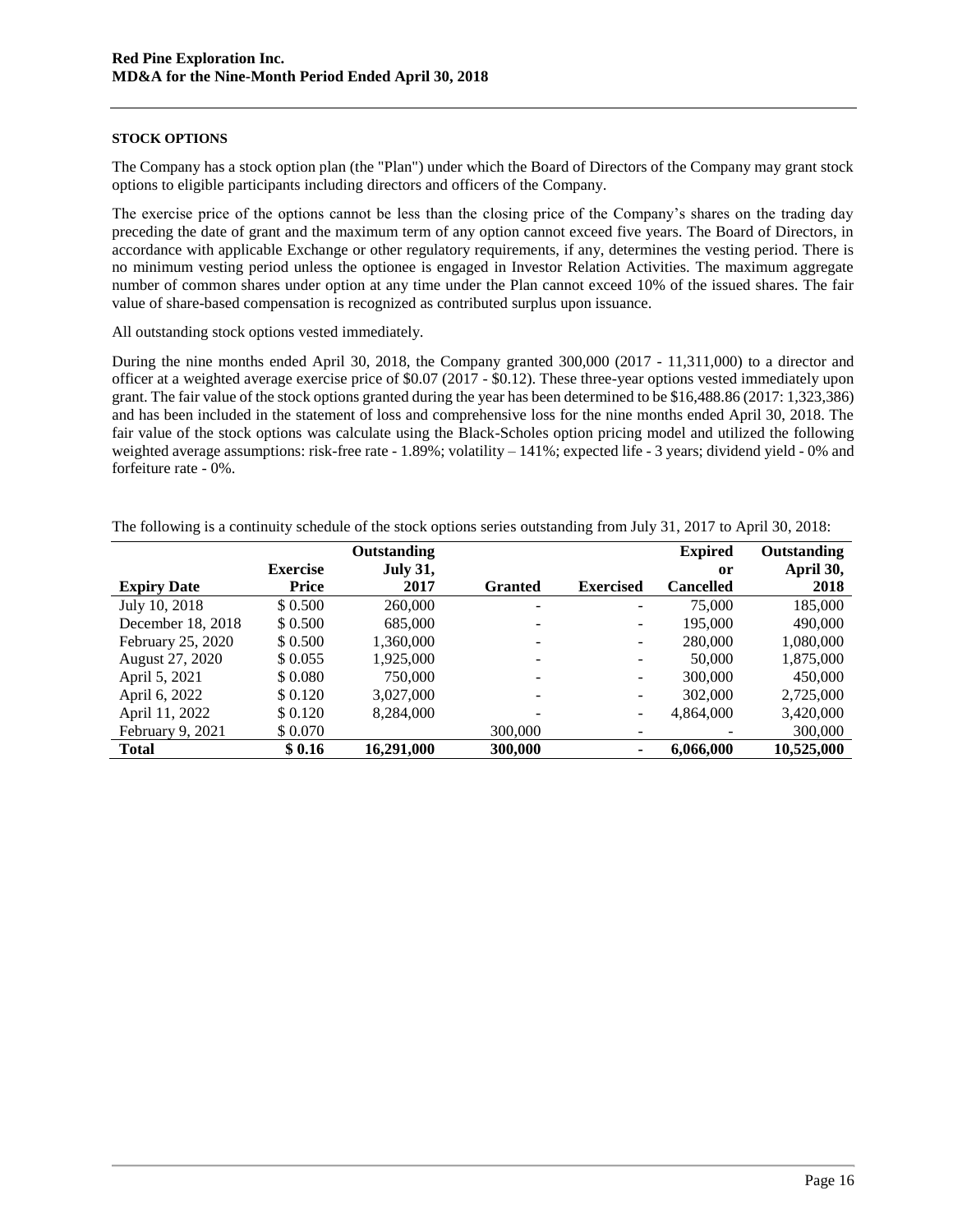## STOCK OPTIONS

The Company has a stock option plan (the "Plan") under which the Board of Directors of the Company may grant stock options to eligible participants including directors and officers of the Company.

The exercise price of the options cannot be less than the closing price of the Company's shares on the trading day preceding the date of grant and the maximum term of any option cannot exceed five years. The Board of Directors, in accordance with applicable Exchange or other regulatory requirements, if any, determines the vesting period. There is no minimum vesting period unless the optionee is engaged in Investor Relation Activities. The maximum aggregate number of common shares under option at any time under the Plan cannot exceed 10% of the issued shares. The fair value of share-based compensation is recognized as contributed surplus upon issuance.

All outstanding stock options vested immediately.

During the nine months ended April 30, 2018, the Company granted 300,000 (2017 - 11,311,000) to a director and officer at a weighted average exercise price of $0.07 (2017 - $0.12). These three-year options vested immediately upon grant. The fair value of the stock options granted during the year has been determined to be $16,488.86 (2017: 1,323,386) and has been included in the statement of loss and comprehensive loss for the nine months ended April 30, 2018. The fair value of the stock options was calculate using the Black-Scholes option pricing model and utilized the following weighted average assumptions: risk-free rate - 1.89%; volatility – 141%; expected life - 3 years; dividend yield - 0% and forfeiture rate - 0%.

The following is a continuity schedule of the stock options series outstanding from July 31, 2017 to April 30, 2018:

| Expiry Date | Exercise Price | Outstanding July 31, 2017 | Granted | Exercised | Expired or Cancelled | Outstanding April 30, 2018 |
|---|---|---|---|---|---|---|
| July 10, 2018 | $ 0.500 | 260,000 | - | - | 75,000 | 185,000 |
| December 18, 2018 | $ 0.500 | 685,000 | - | - | 195,000 | 490,000 |
| February 25, 2020 | $ 0.500 | 1,360,000 | - | - | 280,000 | 1,080,000 |
| August 27, 2020 | $ 0.055 | 1,925,000 | - | - | 50,000 | 1,875,000 |
| April 5, 2021 | $ 0.080 | 750,000 | - | - | 300,000 | 450,000 |
| April 6, 2022 | $ 0.120 | 3,027,000 | - | - | 302,000 | 2,725,000 |
| April 11, 2022 | $ 0.120 | 8,284,000 | - | - | 4,864,000 | 3,420,000 |
| February 9, 2021 | $ 0.070 | | 300,000 | - | - | 300,000 |
| **Total** | **$ 0.16** | **16,291,000** | **300,000** | **-** | **6,066,000** | **10,525,000** |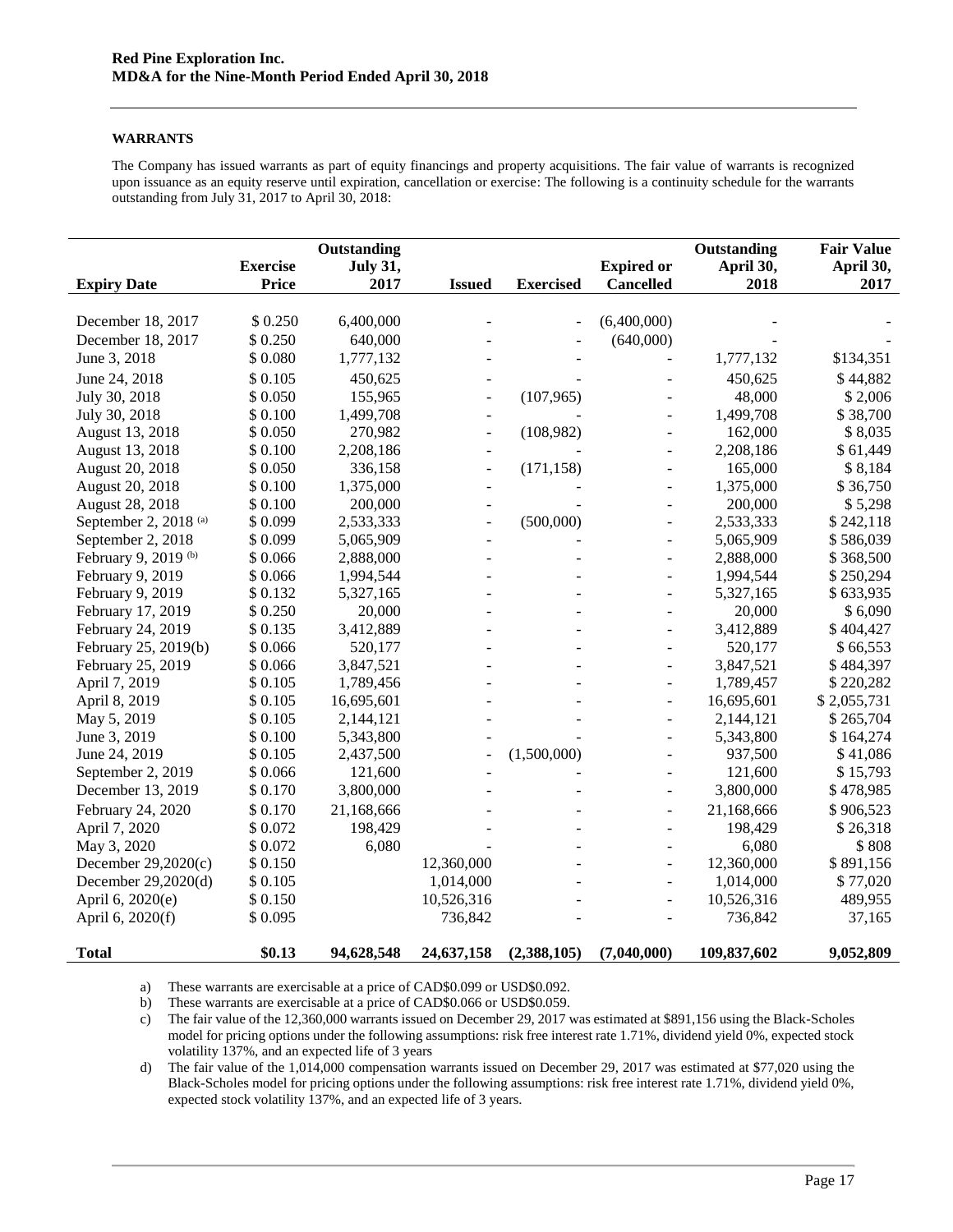### WARRANTS

The Company has issued warrants as part of equity financings and property acquisitions. The fair value of warrants is recognized upon issuance as an equity reserve until expiration, cancellation or exercise: The following is a continuity schedule for the warrants outstanding from July 31, 2017 to April 30, 2018:

| Expiry Date | Exercise Price | Outstanding July 31, 2017 | Issued | Exercised | Expired or Cancelled | Outstanding April 30, 2018 | Fair Value April 30, 2017 |
|---|---|---|---|---|---|---|---|
| December 18, 2017 | $ 0.250 | 6,400,000 | - | - | (6,400,000) | - | - |
| December 18, 2017 | $ 0.250 | 640,000 | - | - | (640,000) | - | - |
| June 3, 2018 | $ 0.080 | 1,777,132 | - | - | - | 1,777,132 | $134,351 |
| June 24, 2018 | $ 0.105 | 450,625 | - | - | - | 450,625 | $ 44,882 |
| July 30, 2018 | $ 0.050 | 155,965 | - | (107,965) | - | 48,000 | $ 2,006 |
| July 30, 2018 | $ 0.100 | 1,499,708 | - | - | - | 1,499,708 | $ 38,700 |
| August 13, 2018 | $ 0.050 | 270,982 | - | (108,982) | - | 162,000 | $ 8,035 |
| August 13, 2018 | $ 0.100 | 2,208,186 | - | - | - | 2,208,186 | $ 61,449 |
| August 20, 2018 | $ 0.050 | 336,158 | - | (171,158) | - | 165,000 | $ 8,184 |
| August 20, 2018 | $ 0.100 | 1,375,000 | - | - | - | 1,375,000 | $ 36,750 |
| August 28, 2018 | $ 0.100 | 200,000 | - | - | - | 200,000 | $ 5,298 |
| September 2, 2018 (a) | $ 0.099 | 2,533,333 | - | (500,000) | - | 2,533,333 | $ 242,118 |
| September 2, 2018 | $ 0.099 | 5,065,909 | - | - | - | 5,065,909 | $ 586,039 |
| February 9, 2019 (b) | $ 0.066 | 2,888,000 | - | - | - | 2,888,000 | $ 368,500 |
| February 9, 2019 | $ 0.066 | 1,994,544 | - | - | - | 1,994,544 | $ 250,294 |
| February 9, 2019 | $ 0.132 | 5,327,165 | - | - | - | 5,327,165 | $ 633,935 |
| February 17, 2019 | $ 0.250 | 20,000 | - | - | - | 20,000 | $ 6,090 |
| February 24, 2019 | $ 0.135 | 3,412,889 | - | - | - | 3,412,889 | $ 404,427 |
| February 25, 2019(b) | $ 0.066 | 520,177 | - | - | - | 520,177 | $ 66,553 |
| February 25, 2019 | $ 0.066 | 3,847,521 | - | - | - | 3,847,521 | $ 484,397 |
| April 7, 2019 | $ 0.105 | 1,789,456 | - | - | - | 1,789,457 | $ 220,282 |
| April 8, 2019 | $ 0.105 | 16,695,601 | - | - | - | 16,695,601 | $ 2,055,731 |
| May 5, 2019 | $ 0.105 | 2,144,121 | - | - | - | 2,144,121 | $ 265,704 |
| June 3, 2019 | $ 0.100 | 5,343,800 | - | - | - | 5,343,800 | $ 164,274 |
| June 24, 2019 | $ 0.105 | 2,437,500 | - | (1,500,000) | - | 937,500 | $ 41,086 |
| September 2, 2019 | $ 0.066 | 121,600 | - | - | - | 121,600 | $ 15,793 |
| December 13, 2019 | $ 0.170 | 3,800,000 | - | - | - | 3,800,000 | $ 478,985 |
| February 24, 2020 | $ 0.170 | 21,168,666 | - | - | - | 21,168,666 | $ 906,523 |
| April 7, 2020 | $ 0.072 | 198,429 | - | - | - | 198,429 | $ 26,318 |
| May 3, 2020 | $ 0.072 | 6,080 | - | - | - | 6,080 | $ 808 |
| December 29,2020(c) | $ 0.150 | | 12,360,000 | - | - | 12,360,000 | $ 891,156 |
| December 29,2020(d) | $ 0.105 | | 1,014,000 | - | - | 1,014,000 | $ 77,020 |
| April 6, 2020(e) | $ 0.150 | | 10,526,316 | - | - | 10,526,316 | 489,955 |
| April 6, 2020(f) | $ 0.095 | | 736,842 | - | - | 736,842 | 37,165 |
| **Total** | **$0.13** | **94,628,548** | **24,637,158** | **(2,388,105)** | **(7,040,000)** | **109,837,602** | **9,052,809** |

a) These warrants are exercisable at a price of CAD$0.099 or USD$0.092.

b) These warrants are exercisable at a price of CAD$0.066 or USD$0.059.

c) The fair value of the 12,360,000 warrants issued on December 29, 2017 was estimated at $891,156 using the Black-Scholes model for pricing options under the following assumptions: risk free interest rate 1.71%, dividend yield 0%, expected stock volatility 137%, and an expected life of 3 years

d) The fair value of the 1,014,000 compensation warrants issued on December 29, 2017 was estimated at $77,020 using the Black-Scholes model for pricing options under the following assumptions: risk free interest rate 1.71%, dividend yield 0%, expected stock volatility 137%, and an expected life of 3 years.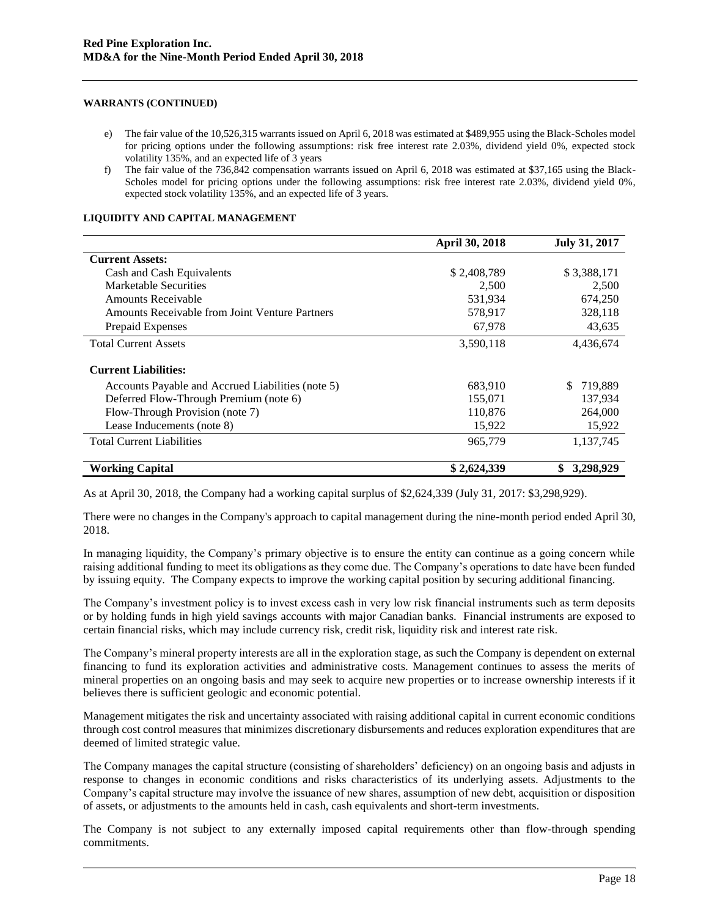#### WARRANTS (CONTINUED)

e) The fair value of the 10,526,315 warrants issued on April 6, 2018 was estimated at $489,955 using the Black-Scholes model for pricing options under the following assumptions: risk free interest rate 2.03%, dividend yield 0%, expected stock volatility 135%, and an expected life of 3 years

f) The fair value of the 736,842 compensation warrants issued on April 6, 2018 was estimated at $37,165 using the Black-Scholes model for pricing options under the following assumptions: risk free interest rate 2.03%, dividend yield 0%, expected stock volatility 135%, and an expected life of 3 years.

#### LIQUIDITY AND CAPITAL MANAGEMENT

| | April 30, 2018 | July 31, 2017 |
|---|---|---|
| **Current Assets:** | | |
| Cash and Cash Equivalents | $ 2,408,789 | $ 3,388,171 |
| Marketable Securities | 2,500 | 2,500 |
| Amounts Receivable | 531,934 | 674,250 |
| Amounts Receivable from Joint Venture Partners | 578,917 | 328,118 |
| Prepaid Expenses | 67,978 | 43,635 |
| Total Current Assets | 3,590,118 | 4,436,674 |
| **Current Liabilities:** | | |
| Accounts Payable and Accrued Liabilities (note 5) | 683,910 | $ 719,889 |
| Deferred Flow-Through Premium (note 6) | 155,071 | 137,934 |
| Flow-Through Provision (note 7) | 110,876 | 264,000 |
| Lease Inducements (note 8) | 15,922 | 15,922 |
| Total Current Liabilities | 965,779 | 1,137,745 |
| **Working Capital** | **$ 2,624,339** | **$ 3,298,929** |

As at April 30, 2018, the Company had a working capital surplus of $2,624,339 (July 31, 2017: $3,298,929).

There were no changes in the Company's approach to capital management during the nine-month period ended April 30, 2018.

In managing liquidity, the Company's primary objective is to ensure the entity can continue as a going concern while raising additional funding to meet its obligations as they come due. The Company's operations to date have been funded by issuing equity. The Company expects to improve the working capital position by securing additional financing.

The Company's investment policy is to invest excess cash in very low risk financial instruments such as term deposits or by holding funds in high yield savings accounts with major Canadian banks. Financial instruments are exposed to certain financial risks, which may include currency risk, credit risk, liquidity risk and interest rate risk.

The Company's mineral property interests are all in the exploration stage, as such the Company is dependent on external financing to fund its exploration activities and administrative costs. Management continues to assess the merits of mineral properties on an ongoing basis and may seek to acquire new properties or to increase ownership interests if it believes there is sufficient geologic and economic potential.

Management mitigates the risk and uncertainty associated with raising additional capital in current economic conditions through cost control measures that minimizes discretionary disbursements and reduces exploration expenditures that are deemed of limited strategic value.

The Company manages the capital structure (consisting of shareholders' deficiency) on an ongoing basis and adjusts in response to changes in economic conditions and risks characteristics of its underlying assets. Adjustments to the Company's capital structure may involve the issuance of new shares, assumption of new debt, acquisition or disposition of assets, or adjustments to the amounts held in cash, cash equivalents and short-term investments.

The Company is not subject to any externally imposed capital requirements other than flow-through spending commitments.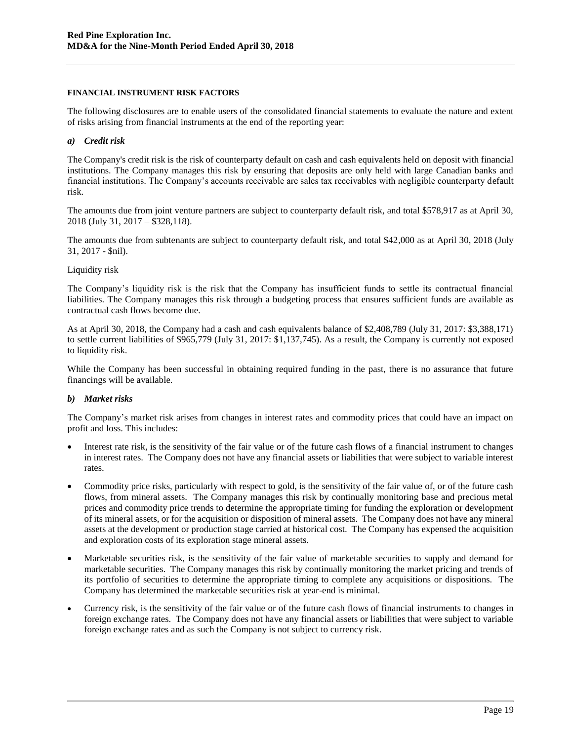#### FINANCIAL INSTRUMENT RISK FACTORS

The following disclosures are to enable users of the consolidated financial statements to evaluate the nature and extent of risks arising from financial instruments at the end of the reporting year:

##### *a) Credit risk*

The Company's credit risk is the risk of counterparty default on cash and cash equivalents held on deposit with financial institutions. The Company manages this risk by ensuring that deposits are only held with large Canadian banks and financial institutions. The Company's accounts receivable are sales tax receivables with negligible counterparty default risk.

The amounts due from joint venture partners are subject to counterparty default risk, and total $578,917 as at April 30, 2018 (July 31, 2017 – $328,118).

The amounts due from subtenants are subject to counterparty default risk, and total $42,000 as at April 30, 2018 (July 31, 2017 - $nil).

Liquidity risk

The Company's liquidity risk is the risk that the Company has insufficient funds to settle its contractual financial liabilities. The Company manages this risk through a budgeting process that ensures sufficient funds are available as contractual cash flows become due.

As at April 30, 2018, the Company had a cash and cash equivalents balance of $2,408,789 (July 31, 2017: $3,388,171) to settle current liabilities of $965,779 (July 31, 2017: $1,137,745). As a result, the Company is currently not exposed to liquidity risk.

While the Company has been successful in obtaining required funding in the past, there is no assurance that future financings will be available.

##### *b) Market risks*

The Company's market risk arises from changes in interest rates and commodity prices that could have an impact on profit and loss. This includes:

- Interest rate risk, is the sensitivity of the fair value or of the future cash flows of a financial instrument to changes in interest rates. The Company does not have any financial assets or liabilities that were subject to variable interest rates.
- Commodity price risks, particularly with respect to gold, is the sensitivity of the fair value of, or of the future cash flows, from mineral assets. The Company manages this risk by continually monitoring base and precious metal prices and commodity price trends to determine the appropriate timing for funding the exploration or development of its mineral assets, or for the acquisition or disposition of mineral assets. The Company does not have any mineral assets at the development or production stage carried at historical cost. The Company has expensed the acquisition and exploration costs of its exploration stage mineral assets.
- Marketable securities risk, is the sensitivity of the fair value of marketable securities to supply and demand for marketable securities. The Company manages this risk by continually monitoring the market pricing and trends of its portfolio of securities to determine the appropriate timing to complete any acquisitions or dispositions. The Company has determined the marketable securities risk at year-end is minimal.
- Currency risk, is the sensitivity of the fair value or of the future cash flows of financial instruments to changes in foreign exchange rates. The Company does not have any financial assets or liabilities that were subject to variable foreign exchange rates and as such the Company is not subject to currency risk.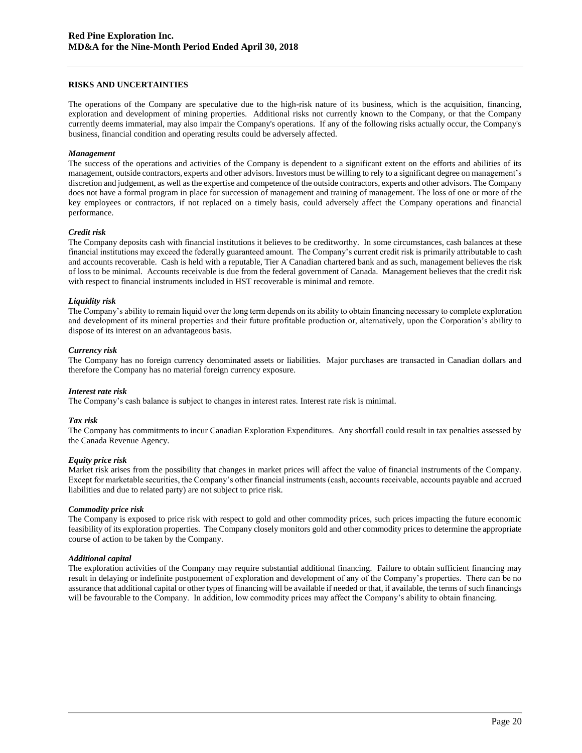## RISKS AND UNCERTAINTIES

The operations of the Company are speculative due to the high-risk nature of its business, which is the acquisition, financing, exploration and development of mining properties. Additional risks not currently known to the Company, or that the Company currently deems immaterial, may also impair the Company's operations. If any of the following risks actually occur, the Company's business, financial condition and operating results could be adversely affected.

***Management***

The success of the operations and activities of the Company is dependent to a significant extent on the efforts and abilities of its management, outside contractors, experts and other advisors. Investors must be willing to rely to a significant degree on management's discretion and judgement, as well as the expertise and competence of the outside contractors, experts and other advisors. The Company does not have a formal program in place for succession of management and training of management. The loss of one or more of the key employees or contractors, if not replaced on a timely basis, could adversely affect the Company operations and financial performance.

***Credit risk***

The Company deposits cash with financial institutions it believes to be creditworthy. In some circumstances, cash balances at these financial institutions may exceed the federally guaranteed amount. The Company's current credit risk is primarily attributable to cash and accounts recoverable. Cash is held with a reputable, Tier A Canadian chartered bank and as such, management believes the risk of loss to be minimal. Accounts receivable is due from the federal government of Canada. Management believes that the credit risk with respect to financial instruments included in HST recoverable is minimal and remote.

***Liquidity risk***

The Company's ability to remain liquid over the long term depends on its ability to obtain financing necessary to complete exploration and development of its mineral properties and their future profitable production or, alternatively, upon the Corporation's ability to dispose of its interest on an advantageous basis.

***Currency risk***

The Company has no foreign currency denominated assets or liabilities. Major purchases are transacted in Canadian dollars and therefore the Company has no material foreign currency exposure.

***Interest rate risk***

The Company's cash balance is subject to changes in interest rates. Interest rate risk is minimal.

***Tax risk***

The Company has commitments to incur Canadian Exploration Expenditures. Any shortfall could result in tax penalties assessed by the Canada Revenue Agency.

***Equity price risk***

Market risk arises from the possibility that changes in market prices will affect the value of financial instruments of the Company. Except for marketable securities, the Company's other financial instruments (cash, accounts receivable, accounts payable and accrued liabilities and due to related party) are not subject to price risk.

***Commodity price risk***

The Company is exposed to price risk with respect to gold and other commodity prices, such prices impacting the future economic feasibility of its exploration properties. The Company closely monitors gold and other commodity prices to determine the appropriate course of action to be taken by the Company.

***Additional capital***

The exploration activities of the Company may require substantial additional financing. Failure to obtain sufficient financing may result in delaying or indefinite postponement of exploration and development of any of the Company's properties. There can be no assurance that additional capital or other types of financing will be available if needed or that, if available, the terms of such financings will be favourable to the Company. In addition, low commodity prices may affect the Company's ability to obtain financing.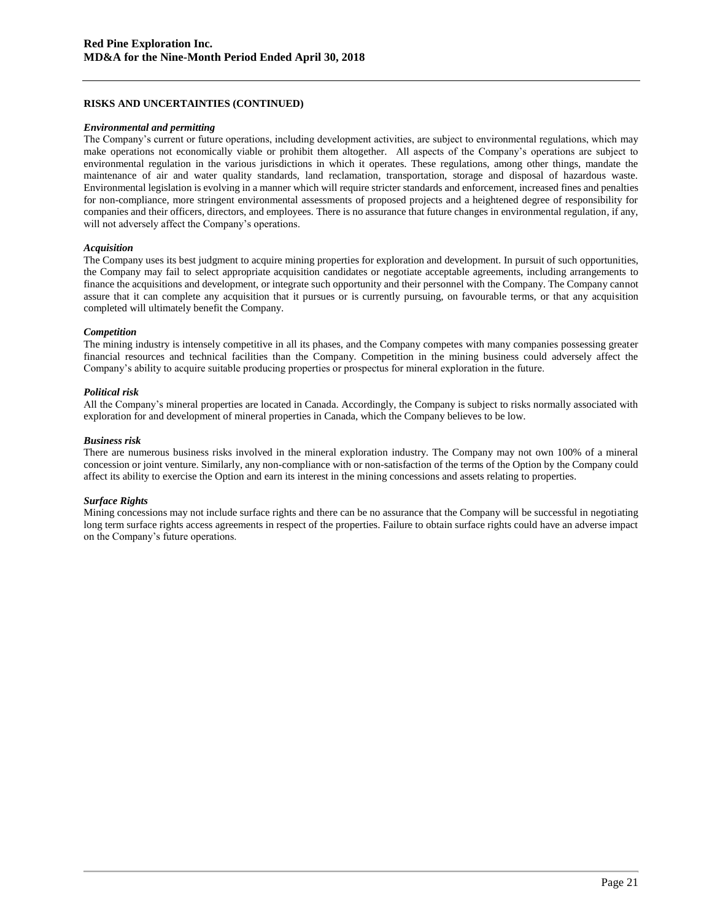## RISKS AND UNCERTAINTIES (CONTINUED)

***Environmental and permitting***

The Company's current or future operations, including development activities, are subject to environmental regulations, which may make operations not economically viable or prohibit them altogether. All aspects of the Company's operations are subject to environmental regulation in the various jurisdictions in which it operates. These regulations, among other things, mandate the maintenance of air and water quality standards, land reclamation, transportation, storage and disposal of hazardous waste. Environmental legislation is evolving in a manner which will require stricter standards and enforcement, increased fines and penalties for non-compliance, more stringent environmental assessments of proposed projects and a heightened degree of responsibility for companies and their officers, directors, and employees. There is no assurance that future changes in environmental regulation, if any, will not adversely affect the Company's operations.

***Acquisition***

The Company uses its best judgment to acquire mining properties for exploration and development. In pursuit of such opportunities, the Company may fail to select appropriate acquisition candidates or negotiate acceptable agreements, including arrangements to finance the acquisitions and development, or integrate such opportunity and their personnel with the Company. The Company cannot assure that it can complete any acquisition that it pursues or is currently pursuing, on favourable terms, or that any acquisition completed will ultimately benefit the Company.

***Competition***

The mining industry is intensely competitive in all its phases, and the Company competes with many companies possessing greater financial resources and technical facilities than the Company. Competition in the mining business could adversely affect the Company's ability to acquire suitable producing properties or prospectus for mineral exploration in the future.

***Political risk***

All the Company's mineral properties are located in Canada. Accordingly, the Company is subject to risks normally associated with exploration for and development of mineral properties in Canada, which the Company believes to be low.

***Business risk***

There are numerous business risks involved in the mineral exploration industry. The Company may not own 100% of a mineral concession or joint venture. Similarly, any non-compliance with or non-satisfaction of the terms of the Option by the Company could affect its ability to exercise the Option and earn its interest in the mining concessions and assets relating to properties.

***Surface Rights***

Mining concessions may not include surface rights and there can be no assurance that the Company will be successful in negotiating long term surface rights access agreements in respect of the properties. Failure to obtain surface rights could have an adverse impact on the Company's future operations.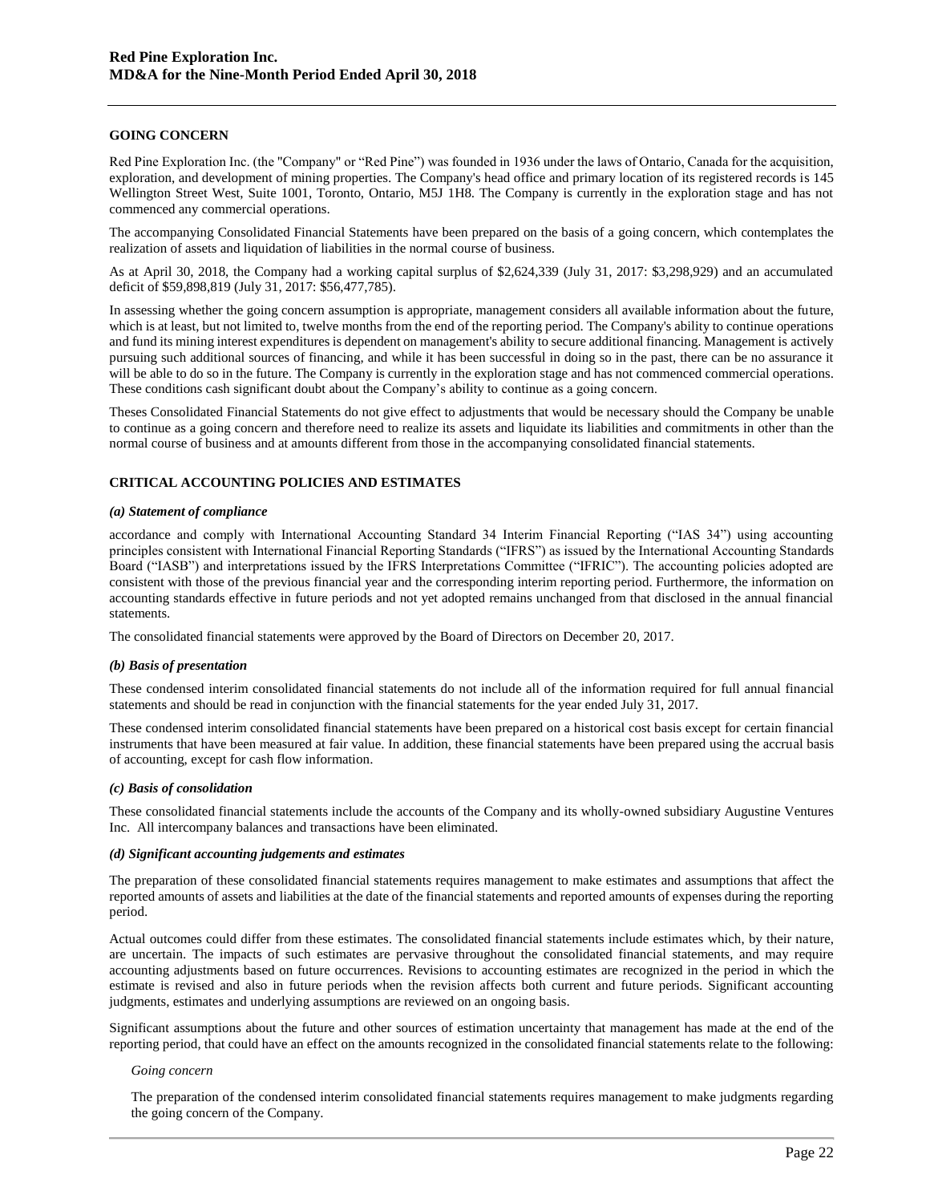## GOING CONCERN

Red Pine Exploration Inc. (the "Company" or "Red Pine") was founded in 1936 under the laws of Ontario, Canada for the acquisition, exploration, and development of mining properties. The Company's head office and primary location of its registered records is 145 Wellington Street West, Suite 1001, Toronto, Ontario, M5J 1H8. The Company is currently in the exploration stage and has not commenced any commercial operations.

The accompanying Consolidated Financial Statements have been prepared on the basis of a going concern, which contemplates the realization of assets and liquidation of liabilities in the normal course of business.

As at April 30, 2018, the Company had a working capital surplus of $2,624,339 (July 31, 2017: $3,298,929) and an accumulated deficit of $59,898,819 (July 31, 2017: $56,477,785).

In assessing whether the going concern assumption is appropriate, management considers all available information about the future, which is at least, but not limited to, twelve months from the end of the reporting period. The Company's ability to continue operations and fund its mining interest expenditures is dependent on management's ability to secure additional financing. Management is actively pursuing such additional sources of financing, and while it has been successful in doing so in the past, there can be no assurance it will be able to do so in the future. The Company is currently in the exploration stage and has not commenced commercial operations. These conditions cash significant doubt about the Company's ability to continue as a going concern.

Theses Consolidated Financial Statements do not give effect to adjustments that would be necessary should the Company be unable to continue as a going concern and therefore need to realize its assets and liquidate its liabilities and commitments in other than the normal course of business and at amounts different from those in the accompanying consolidated financial statements.

## CRITICAL ACCOUNTING POLICIES AND ESTIMATES

***(a) Statement of compliance***

accordance and comply with International Accounting Standard 34 Interim Financial Reporting ("IAS 34") using accounting principles consistent with International Financial Reporting Standards ("IFRS") as issued by the International Accounting Standards Board ("IASB") and interpretations issued by the IFRS Interpretations Committee ("IFRIC"). The accounting policies adopted are consistent with those of the previous financial year and the corresponding interim reporting period. Furthermore, the information on accounting standards effective in future periods and not yet adopted remains unchanged from that disclosed in the annual financial statements.

The consolidated financial statements were approved by the Board of Directors on December 20, 2017.

***(b) Basis of presentation***

These condensed interim consolidated financial statements do not include all of the information required for full annual financial statements and should be read in conjunction with the financial statements for the year ended July 31, 2017.

These condensed interim consolidated financial statements have been prepared on a historical cost basis except for certain financial instruments that have been measured at fair value. In addition, these financial statements have been prepared using the accrual basis of accounting, except for cash flow information.

***(c) Basis of consolidation***

These consolidated financial statements include the accounts of the Company and its wholly-owned subsidiary Augustine Ventures Inc. All intercompany balances and transactions have been eliminated.

***(d) Significant accounting judgements and estimates***

The preparation of these consolidated financial statements requires management to make estimates and assumptions that affect the reported amounts of assets and liabilities at the date of the financial statements and reported amounts of expenses during the reporting period.

Actual outcomes could differ from these estimates. The consolidated financial statements include estimates which, by their nature, are uncertain. The impacts of such estimates are pervasive throughout the consolidated financial statements, and may require accounting adjustments based on future occurrences. Revisions to accounting estimates are recognized in the period in which the estimate is revised and also in future periods when the revision affects both current and future periods. Significant accounting judgments, estimates and underlying assumptions are reviewed on an ongoing basis.

Significant assumptions about the future and other sources of estimation uncertainty that management has made at the end of the reporting period, that could have an effect on the amounts recognized in the consolidated financial statements relate to the following:

*Going concern*

The preparation of the condensed interim consolidated financial statements requires management to make judgments regarding the going concern of the Company.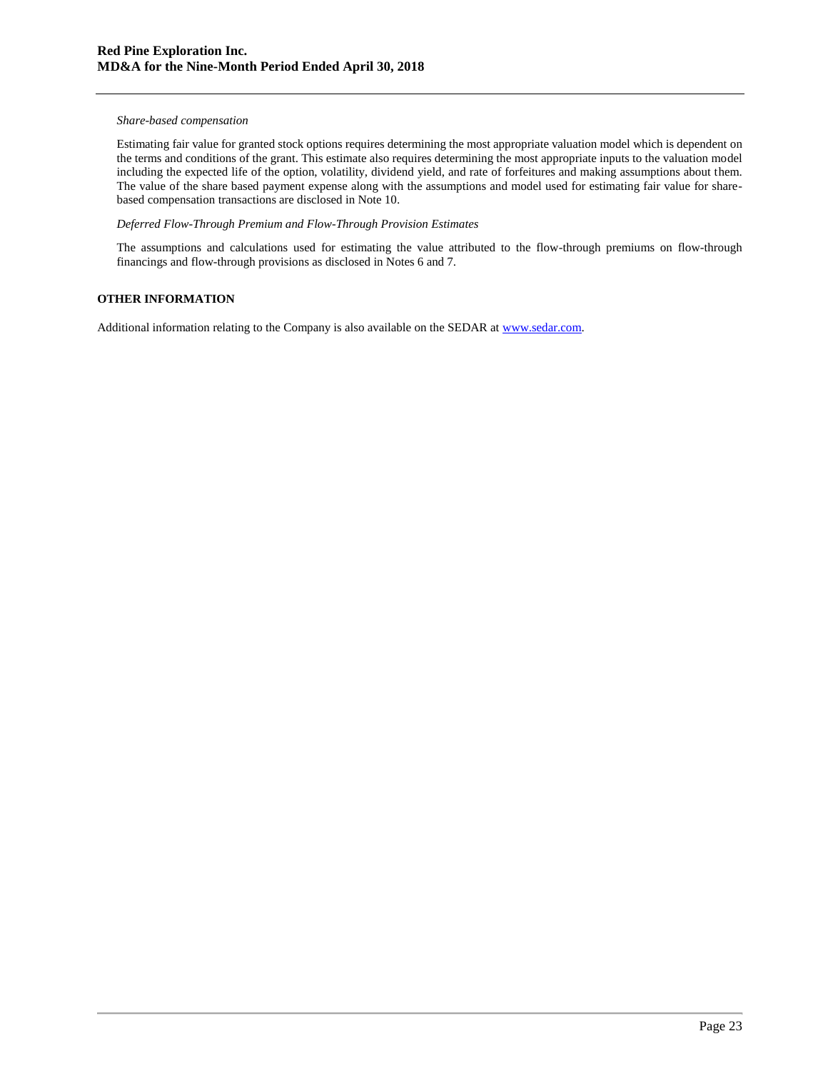*Share-based compensation*

Estimating fair value for granted stock options requires determining the most appropriate valuation model which is dependent on the terms and conditions of the grant. This estimate also requires determining the most appropriate inputs to the valuation model including the expected life of the option, volatility, dividend yield, and rate of forfeitures and making assumptions about them. The value of the share based payment expense along with the assumptions and model used for estimating fair value for share-based compensation transactions are disclosed in Note 10.

*Deferred Flow-Through Premium and Flow-Through Provision Estimates*

The assumptions and calculations used for estimating the value attributed to the flow-through premiums on flow-through financings and flow-through provisions as disclosed in Notes 6 and 7.

**OTHER INFORMATION**

Additional information relating to the Company is also available on the SEDAR at [www.sedar.com](www.sedar.com).